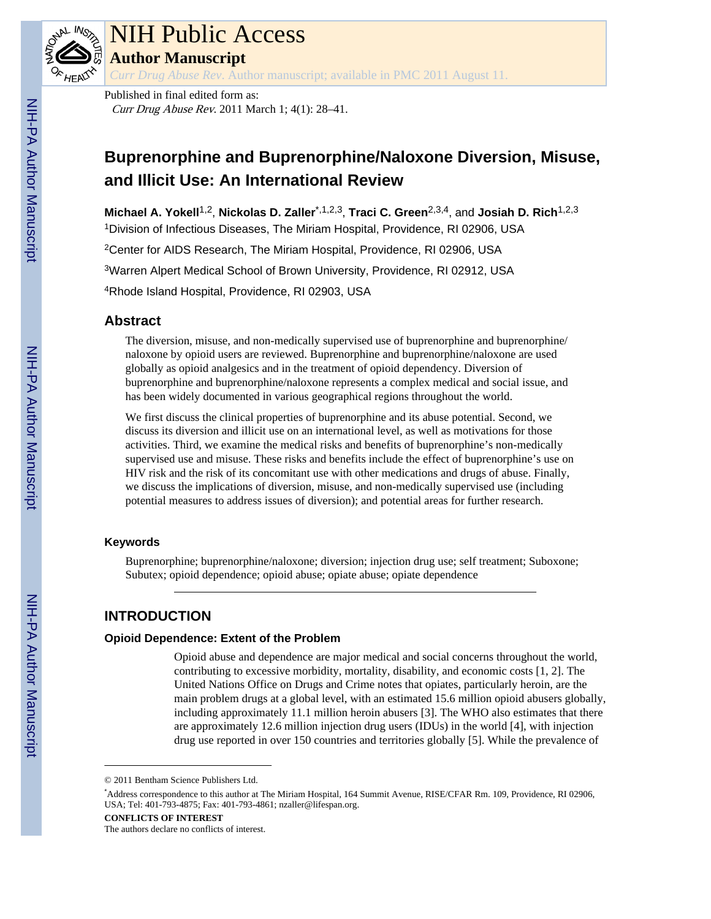# Buprenorphine and Buprenorphine/Naloxone Diversion, Misuse, and Illicit Use: An International Review

**Michael A. Yokell**[1,2], **Nickolas D. Zaller**[*,1,2,3], **Traci C. Green**[2,3,4], and **Josiah D. Rich**[1,2,3]

[1]Division of Infectious Diseases, The Miriam Hospital, Providence, RI 02906, USA

[2]Center for AIDS Research, The Miriam Hospital, Providence, RI 02906, USA

[3]Warren Alpert Medical School of Brown University, Providence, RI 02912, USA

[4]Rhode Island Hospital, Providence, RI 02903, USA

## Abstract

The diversion, misuse, and non-medically supervised use of buprenorphine and buprenorphine/naloxone by opioid users are reviewed. Buprenorphine and buprenorphine/naloxone are used globally as opioid analgesics and in the treatment of opioid dependency. Diversion of buprenorphine and buprenorphine/naloxone represents a complex medical and social issue, and has been widely documented in various geographical regions throughout the world.

We first discuss the clinical properties of buprenorphine and its abuse potential. Second, we discuss its diversion and illicit use on an international level, as well as motivations for those activities. Third, we examine the medical risks and benefits of buprenorphine's non-medically supervised use and misuse. These risks and benefits include the effect of buprenorphine's use on HIV risk and the risk of its concomitant use with other medications and drugs of abuse. Finally, we discuss the implications of diversion, misuse, and non-medically supervised use (including potential measures to address issues of diversion); and potential areas for further research.

### Keywords

Buprenorphine; buprenorphine/naloxone; diversion; injection drug use; self treatment; Suboxone; Subutex; opioid dependence; opioid abuse; opiate abuse; opiate dependence

## INTRODUCTION

### Opioid Dependence: Extent of the Problem

Opioid abuse and dependence are major medical and social concerns throughout the world, contributing to excessive morbidity, mortality, disability, and economic costs [1, 2]. The United Nations Office on Drugs and Crime notes that opiates, particularly heroin, are the main problem drugs at a global level, with an estimated 15.6 million opioid abusers globally, including approximately 11.1 million heroin abusers [3]. The WHO also estimates that there are approximately 12.6 million injection drug users (IDUs) in the world [4], with injection drug use reported in over 150 countries and territories globally [5]. While the prevalence of

---

© 2011 Bentham Science Publishers Ltd.

[*]Address correspondence to this author at The Miriam Hospital, 164 Summit Avenue, RISE/CFAR Rm. 109, Providence, RI 02906, USA; Tel: 401-793-4875; Fax: 401-793-4861; nzaller@lifespan.org.

**CONFLICTS OF INTEREST**

The authors declare no conflicts of interest.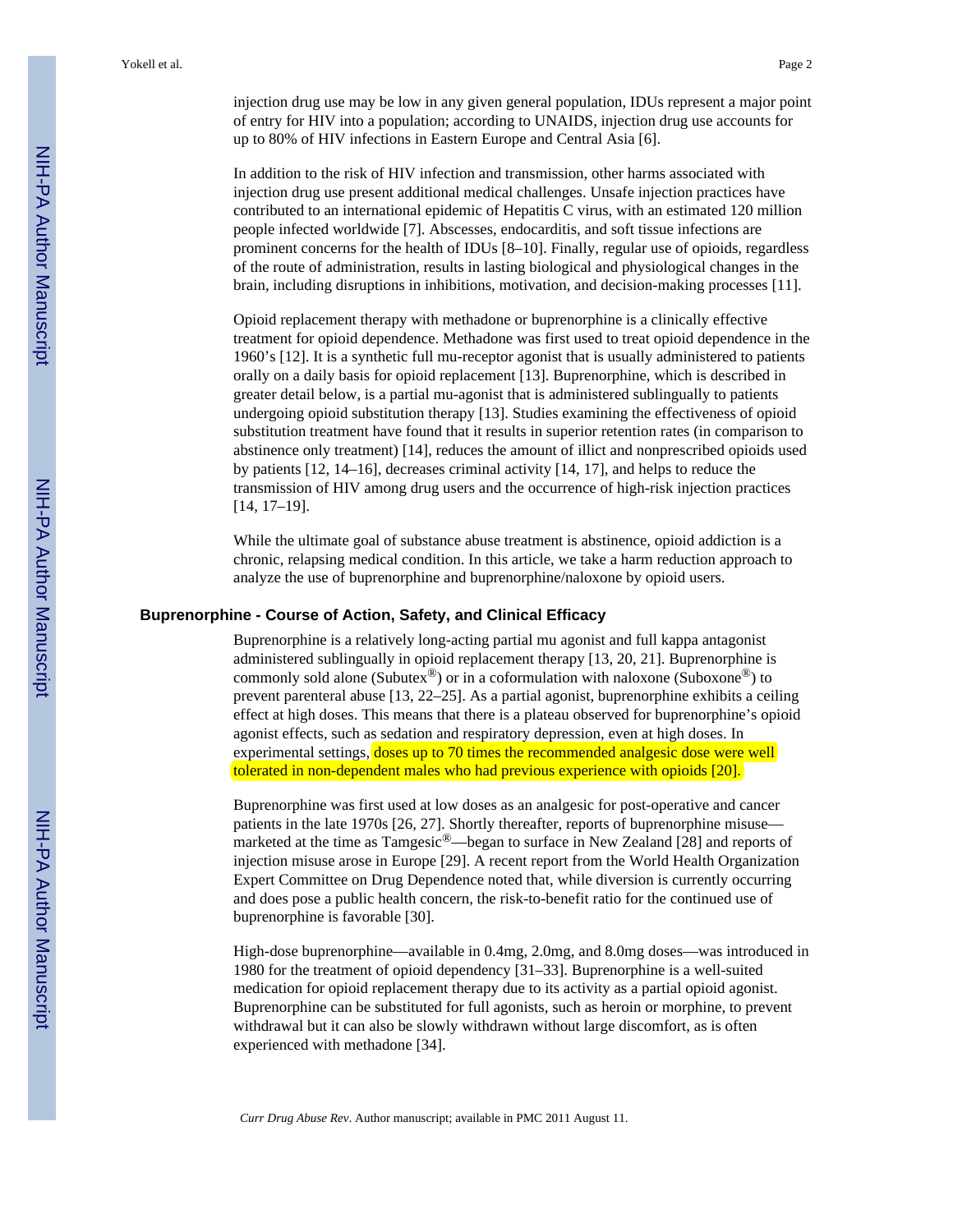injection drug use may be low in any given general population, IDUs represent a major point of entry for HIV into a population; according to UNAIDS, injection drug use accounts for up to 80% of HIV infections in Eastern Europe and Central Asia [6].

In addition to the risk of HIV infection and transmission, other harms associated with injection drug use present additional medical challenges. Unsafe injection practices have contributed to an international epidemic of Hepatitis C virus, with an estimated 120 million people infected worldwide [7]. Abscesses, endocarditis, and soft tissue infections are prominent concerns for the health of IDUs [8–10]. Finally, regular use of opioids, regardless of the route of administration, results in lasting biological and physiological changes in the brain, including disruptions in inhibitions, motivation, and decision-making processes [11].

Opioid replacement therapy with methadone or buprenorphine is a clinically effective treatment for opioid dependence. Methadone was first used to treat opioid dependence in the 1960's [12]. It is a synthetic full mu-receptor agonist that is usually administered to patients orally on a daily basis for opioid replacement [13]. Buprenorphine, which is described in greater detail below, is a partial mu-agonist that is administered sublingually to patients undergoing opioid substitution therapy [13]. Studies examining the effectiveness of opioid substitution treatment have found that it results in superior retention rates (in comparison to abstinence only treatment) [14], reduces the amount of illicit and nonprescribed opioids used by patients [12, 14–16], decreases criminal activity [14, 17], and helps to reduce the transmission of HIV among drug users and the occurrence of high-risk injection practices [14, 17–19].

While the ultimate goal of substance abuse treatment is abstinence, opioid addiction is a chronic, relapsing medical condition. In this article, we take a harm reduction approach to analyze the use of buprenorphine and buprenorphine/naloxone by opioid users.

## Buprenorphine - Course of Action, Safety, and Clinical Efficacy

Buprenorphine is a relatively long-acting partial mu agonist and full kappa antagonist administered sublingually in opioid replacement therapy [13, 20, 21]. Buprenorphine is commonly sold alone (Subutex®) or in a coformulation with naloxone (Suboxone®) to prevent parenteral abuse [13, 22–25]. As a partial agonist, buprenorphine exhibits a ceiling effect at high doses. This means that there is a plateau observed for buprenorphine's opioid agonist effects, such as sedation and respiratory depression, even at high doses. In experimental settings, doses up to 70 times the recommended analgesic dose were well tolerated in non-dependent males who had previous experience with opioids [20].

Buprenorphine was first used at low doses as an analgesic for post-operative and cancer patients in the late 1970s [26, 27]. Shortly thereafter, reports of buprenorphine misuse—marketed at the time as Tamgesic®—began to surface in New Zealand [28] and reports of injection misuse arose in Europe [29]. A recent report from the World Health Organization Expert Committee on Drug Dependence noted that, while diversion is currently occurring and does pose a public health concern, the risk-to-benefit ratio for the continued use of buprenorphine is favorable [30].

High-dose buprenorphine—available in 0.4mg, 2.0mg, and 8.0mg doses—was introduced in 1980 for the treatment of opioid dependency [31–33]. Buprenorphine is a well-suited medication for opioid replacement therapy due to its activity as a partial opioid agonist. Buprenorphine can be substituted for full agonists, such as heroin or morphine, to prevent withdrawal but it can also be slowly withdrawn without large discomfort, as is often experienced with methadone [34].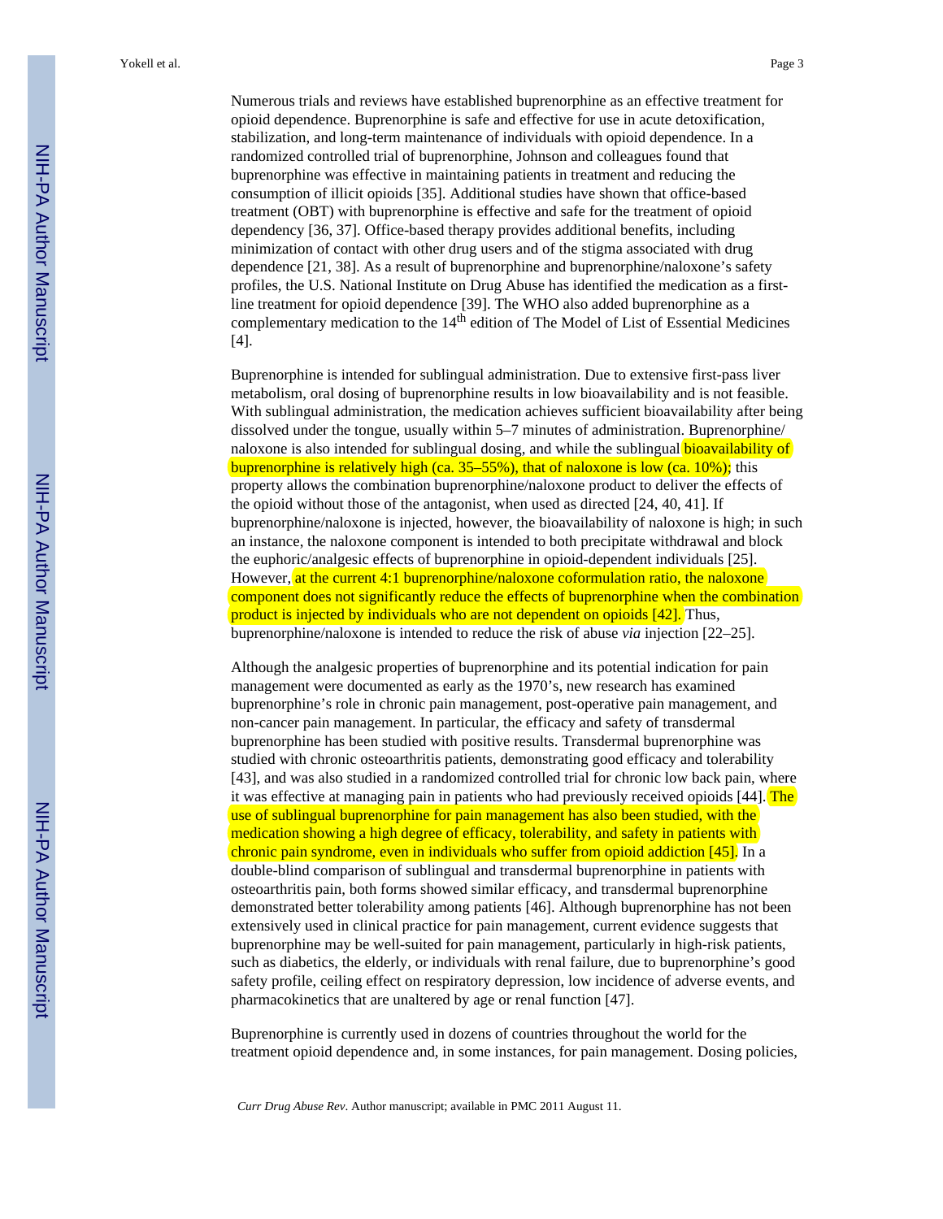Numerous trials and reviews have established buprenorphine as an effective treatment for opioid dependence. Buprenorphine is safe and effective for use in acute detoxification, stabilization, and long-term maintenance of individuals with opioid dependence. In a randomized controlled trial of buprenorphine, Johnson and colleagues found that buprenorphine was effective in maintaining patients in treatment and reducing the consumption of illicit opioids [35]. Additional studies have shown that office-based treatment (OBT) with buprenorphine is effective and safe for the treatment of opioid dependency [36, 37]. Office-based therapy provides additional benefits, including minimization of contact with other drug users and of the stigma associated with drug dependence [21, 38]. As a result of buprenorphine and buprenorphine/naloxone's safety profiles, the U.S. National Institute on Drug Abuse has identified the medication as a first-line treatment for opioid dependence [39]. The WHO also added buprenorphine as a complementary medication to the 14th edition of The Model of List of Essential Medicines [4].

Buprenorphine is intended for sublingual administration. Due to extensive first-pass liver metabolism, oral dosing of buprenorphine results in low bioavailability and is not feasible. With sublingual administration, the medication achieves sufficient bioavailability after being dissolved under the tongue, usually within 5–7 minutes of administration. Buprenorphine/naloxone is also intended for sublingual dosing, and while the sublingual bioavailability of buprenorphine is relatively high (ca. 35–55%), that of naloxone is low (ca. 10%); this property allows the combination buprenorphine/naloxone product to deliver the effects of the opioid without those of the antagonist, when used as directed [24, 40, 41]. If buprenorphine/naloxone is injected, however, the bioavailability of naloxone is high; in such an instance, the naloxone component is intended to both precipitate withdrawal and block the euphoric/analgesic effects of buprenorphine in opioid-dependent individuals [25]. However, at the current 4:1 buprenorphine/naloxone coformulation ratio, the naloxone component does not significantly reduce the effects of buprenorphine when the combination product is injected by individuals who are not dependent on opioids [42]. Thus, buprenorphine/naloxone is intended to reduce the risk of abuse *via* injection [22–25].

Although the analgesic properties of buprenorphine and its potential indication for pain management were documented as early as the 1970's, new research has examined buprenorphine's role in chronic pain management, post-operative pain management, and non-cancer pain management. In particular, the efficacy and safety of transdermal buprenorphine has been studied with positive results. Transdermal buprenorphine was studied with chronic osteoarthritis patients, demonstrating good efficacy and tolerability [43], and was also studied in a randomized controlled trial for chronic low back pain, where it was effective at managing pain in patients who had previously received opioids [44]. The use of sublingual buprenorphine for pain management has also been studied, with the medication showing a high degree of efficacy, tolerability, and safety in patients with chronic pain syndrome, even in individuals who suffer from opioid addiction [45]. In a double-blind comparison of sublingual and transdermal buprenorphine in patients with osteoarthritis pain, both forms showed similar efficacy, and transdermal buprenorphine demonstrated better tolerability among patients [46]. Although buprenorphine has not been extensively used in clinical practice for pain management, current evidence suggests that buprenorphine may be well-suited for pain management, particularly in high-risk patients, such as diabetics, the elderly, or individuals with renal failure, due to buprenorphine's good safety profile, ceiling effect on respiratory depression, low incidence of adverse events, and pharmacokinetics that are unaltered by age or renal function [47].

Buprenorphine is currently used in dozens of countries throughout the world for the treatment opioid dependence and, in some instances, for pain management. Dosing policies,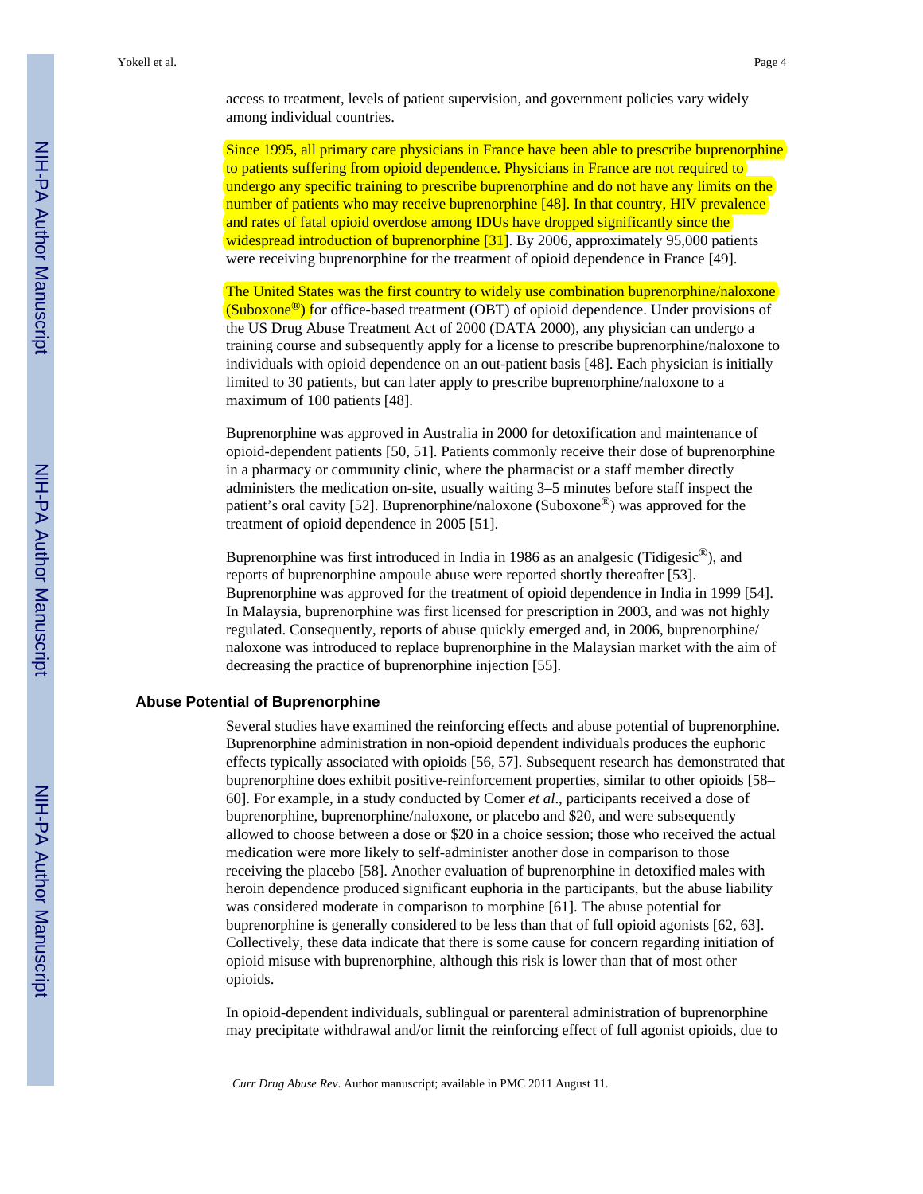access to treatment, levels of patient supervision, and government policies vary widely among individual countries.

Since 1995, all primary care physicians in France have been able to prescribe buprenorphine to patients suffering from opioid dependence. Physicians in France are not required to undergo any specific training to prescribe buprenorphine and do not have any limits on the number of patients who may receive buprenorphine [48]. In that country, HIV prevalence and rates of fatal opioid overdose among IDUs have dropped significantly since the widespread introduction of buprenorphine [31]. By 2006, approximately 95,000 patients were receiving buprenorphine for the treatment of opioid dependence in France [49].

The United States was the first country to widely use combination buprenorphine/naloxone (Suboxone®) for office-based treatment (OBT) of opioid dependence. Under provisions of the US Drug Abuse Treatment Act of 2000 (DATA 2000), any physician can undergo a training course and subsequently apply for a license to prescribe buprenorphine/naloxone to individuals with opioid dependence on an out-patient basis [48]. Each physician is initially limited to 30 patients, but can later apply to prescribe buprenorphine/naloxone to a maximum of 100 patients [48].

Buprenorphine was approved in Australia in 2000 for detoxification and maintenance of opioid-dependent patients [50, 51]. Patients commonly receive their dose of buprenorphine in a pharmacy or community clinic, where the pharmacist or a staff member directly administers the medication on-site, usually waiting 3–5 minutes before staff inspect the patient's oral cavity [52]. Buprenorphine/naloxone (Suboxone®) was approved for the treatment of opioid dependence in 2005 [51].

Buprenorphine was first introduced in India in 1986 as an analgesic (Tidigesic®), and reports of buprenorphine ampoule abuse were reported shortly thereafter [53]. Buprenorphine was approved for the treatment of opioid dependence in India in 1999 [54]. In Malaysia, buprenorphine was first licensed for prescription in 2003, and was not highly regulated. Consequently, reports of abuse quickly emerged and, in 2006, buprenorphine/naloxone was introduced to replace buprenorphine in the Malaysian market with the aim of decreasing the practice of buprenorphine injection [55].

## Abuse Potential of Buprenorphine

Several studies have examined the reinforcing effects and abuse potential of buprenorphine. Buprenorphine administration in non-opioid dependent individuals produces the euphoric effects typically associated with opioids [56, 57]. Subsequent research has demonstrated that buprenorphine does exhibit positive-reinforcement properties, similar to other opioids [58–60]. For example, in a study conducted by Comer *et al*., participants received a dose of buprenorphine, buprenorphine/naloxone, or placebo and $20, and were subsequently allowed to choose between a dose or $20 in a choice session; those who received the actual medication were more likely to self-administer another dose in comparison to those receiving the placebo [58]. Another evaluation of buprenorphine in detoxified males with heroin dependence produced significant euphoria in the participants, but the abuse liability was considered moderate in comparison to morphine [61]. The abuse potential for buprenorphine is generally considered to be less than that of full opioid agonists [62, 63]. Collectively, these data indicate that there is some cause for concern regarding initiation of opioid misuse with buprenorphine, although this risk is lower than that of most other opioids.

In opioid-dependent individuals, sublingual or parenteral administration of buprenorphine may precipitate withdrawal and/or limit the reinforcing effect of full agonist opioids, due to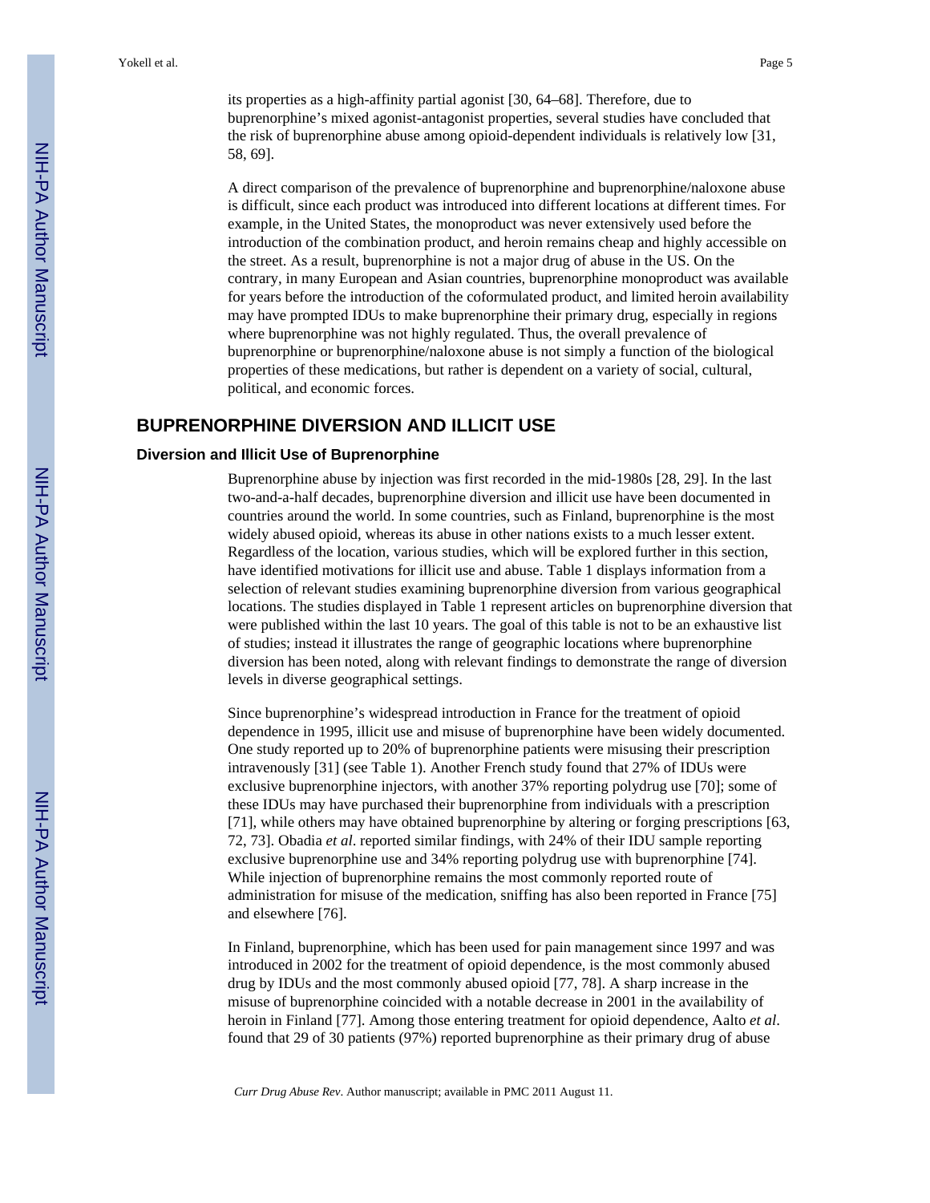its properties as a high-affinity partial agonist [30, 64–68]. Therefore, due to buprenorphine's mixed agonist-antagonist properties, several studies have concluded that the risk of buprenorphine abuse among opioid-dependent individuals is relatively low [31, 58, 69].

A direct comparison of the prevalence of buprenorphine and buprenorphine/naloxone abuse is difficult, since each product was introduced into different locations at different times. For example, in the United States, the monoproduct was never extensively used before the introduction of the combination product, and heroin remains cheap and highly accessible on the street. As a result, buprenorphine is not a major drug of abuse in the US. On the contrary, in many European and Asian countries, buprenorphine monoproduct was available for years before the introduction of the coformulated product, and limited heroin availability may have prompted IDUs to make buprenorphine their primary drug, especially in regions where buprenorphine was not highly regulated. Thus, the overall prevalence of buprenorphine or buprenorphine/naloxone abuse is not simply a function of the biological properties of these medications, but rather is dependent on a variety of social, cultural, political, and economic forces.

## BUPRENORPHINE DIVERSION AND ILLICIT USE

### Diversion and Illicit Use of Buprenorphine

Buprenorphine abuse by injection was first recorded in the mid-1980s [28, 29]. In the last two-and-a-half decades, buprenorphine diversion and illicit use have been documented in countries around the world. In some countries, such as Finland, buprenorphine is the most widely abused opioid, whereas its abuse in other nations exists to a much lesser extent. Regardless of the location, various studies, which will be explored further in this section, have identified motivations for illicit use and abuse. Table 1 displays information from a selection of relevant studies examining buprenorphine diversion from various geographical locations. The studies displayed in Table 1 represent articles on buprenorphine diversion that were published within the last 10 years. The goal of this table is not to be an exhaustive list of studies; instead it illustrates the range of geographic locations where buprenorphine diversion has been noted, along with relevant findings to demonstrate the range of diversion levels in diverse geographical settings.

Since buprenorphine's widespread introduction in France for the treatment of opioid dependence in 1995, illicit use and misuse of buprenorphine have been widely documented. One study reported up to 20% of buprenorphine patients were misusing their prescription intravenously [31] (see Table 1). Another French study found that 27% of IDUs were exclusive buprenorphine injectors, with another 37% reporting polydrug use [70]; some of these IDUs may have purchased their buprenorphine from individuals with a prescription [71], while others may have obtained buprenorphine by altering or forging prescriptions [63, 72, 73]. Obadia *et al*. reported similar findings, with 24% of their IDU sample reporting exclusive buprenorphine use and 34% reporting polydrug use with buprenorphine [74]. While injection of buprenorphine remains the most commonly reported route of administration for misuse of the medication, sniffing has also been reported in France [75] and elsewhere [76].

In Finland, buprenorphine, which has been used for pain management since 1997 and was introduced in 2002 for the treatment of opioid dependence, is the most commonly abused drug by IDUs and the most commonly abused opioid [77, 78]. A sharp increase in the misuse of buprenorphine coincided with a notable decrease in 2001 in the availability of heroin in Finland [77]. Among those entering treatment for opioid dependence, Aalto *et al*. found that 29 of 30 patients (97%) reported buprenorphine as their primary drug of abuse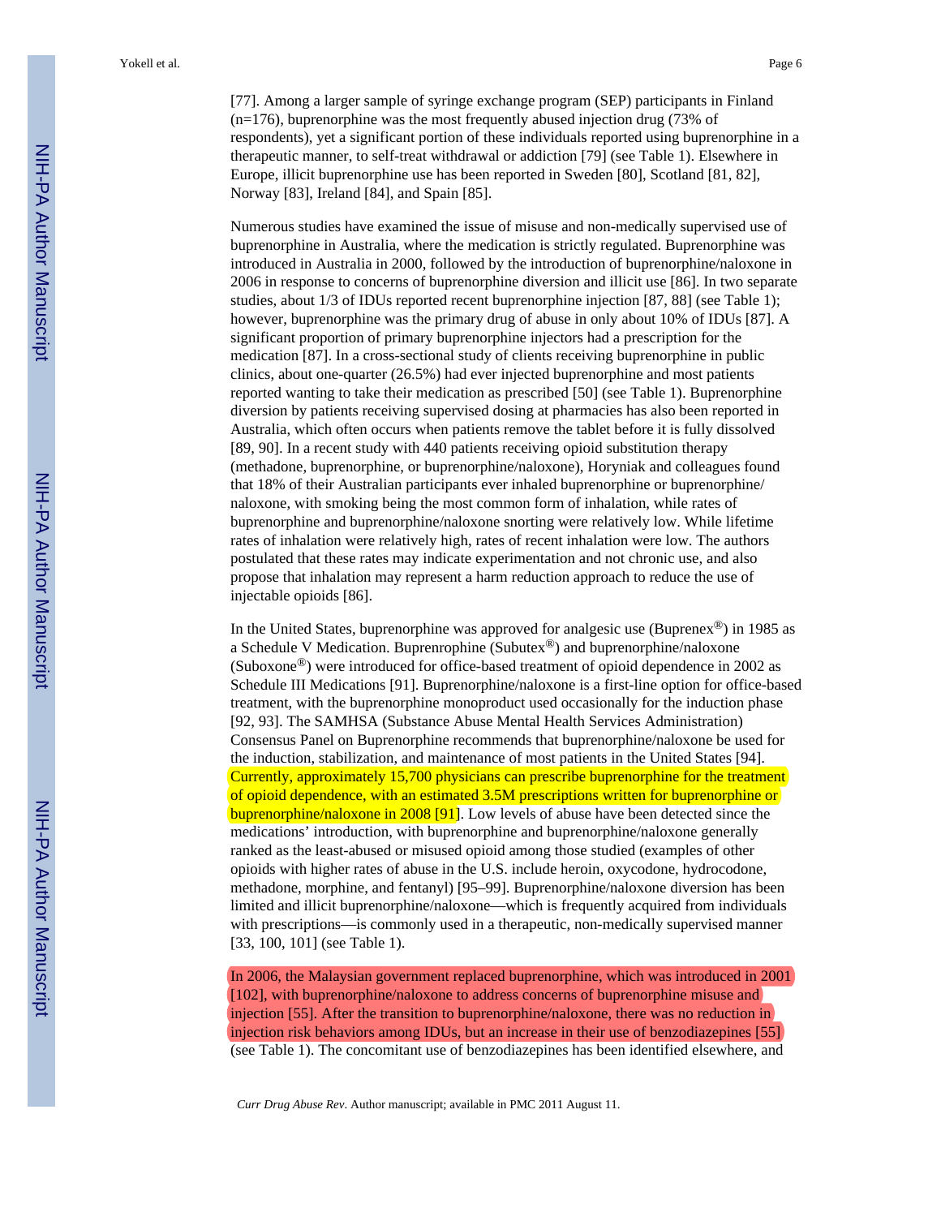[77]. Among a larger sample of syringe exchange program (SEP) participants in Finland (n=176), buprenorphine was the most frequently abused injection drug (73% of respondents), yet a significant portion of these individuals reported using buprenorphine in a therapeutic manner, to self-treat withdrawal or addiction [79] (see Table 1). Elsewhere in Europe, illicit buprenorphine use has been reported in Sweden [80], Scotland [81, 82], Norway [83], Ireland [84], and Spain [85].

Numerous studies have examined the issue of misuse and non-medically supervised use of buprenorphine in Australia, where the medication is strictly regulated. Buprenorphine was introduced in Australia in 2000, followed by the introduction of buprenorphine/naloxone in 2006 in response to concerns of buprenorphine diversion and illicit use [86]. In two separate studies, about 1/3 of IDUs reported recent buprenorphine injection [87, 88] (see Table 1); however, buprenorphine was the primary drug of abuse in only about 10% of IDUs [87]. A significant proportion of primary buprenorphine injectors had a prescription for the medication [87]. In a cross-sectional study of clients receiving buprenorphine in public clinics, about one-quarter (26.5%) had ever injected buprenorphine and most patients reported wanting to take their medication as prescribed [50] (see Table 1). Buprenorphine diversion by patients receiving supervised dosing at pharmacies has also been reported in Australia, which often occurs when patients remove the tablet before it is fully dissolved [89, 90]. In a recent study with 440 patients receiving opioid substitution therapy (methadone, buprenorphine, or buprenorphine/naloxone), Horyniak and colleagues found that 18% of their Australian participants ever inhaled buprenorphine or buprenorphine/naloxone, with smoking being the most common form of inhalation, while rates of buprenorphine and buprenorphine/naloxone snorting were relatively low. While lifetime rates of inhalation were relatively high, rates of recent inhalation were low. The authors postulated that these rates may indicate experimentation and not chronic use, and also propose that inhalation may represent a harm reduction approach to reduce the use of injectable opioids [86].

In the United States, buprenorphine was approved for analgesic use (Buprenex®) in 1985 as a Schedule V Medication. Buprenrophine (Subutex®) and buprenorphine/naloxone (Suboxone®) were introduced for office-based treatment of opioid dependence in 2002 as Schedule III Medications [91]. Buprenorphine/naloxone is a first-line option for office-based treatment, with the buprenorphine monoproduct used occasionally for the induction phase [92, 93]. The SAMHSA (Substance Abuse Mental Health Services Administration) Consensus Panel on Buprenorphine recommends that buprenorphine/naloxone be used for the induction, stabilization, and maintenance of most patients in the United States [94]. Currently, approximately 15,700 physicians can prescribe buprenorphine for the treatment of opioid dependence, with an estimated 3.5M prescriptions written for buprenorphine or buprenorphine/naloxone in 2008 [91]. Low levels of abuse have been detected since the medications' introduction, with buprenorphine and buprenorphine/naloxone generally ranked as the least-abused or misused opioid among those studied (examples of other opioids with higher rates of abuse in the U.S. include heroin, oxycodone, hydrocodone, methadone, morphine, and fentanyl) [95–99]. Buprenorphine/naloxone diversion has been limited and illicit buprenorphine/naloxone—which is frequently acquired from individuals with prescriptions—is commonly used in a therapeutic, non-medically supervised manner [33, 100, 101] (see Table 1).

In 2006, the Malaysian government replaced buprenorphine, which was introduced in 2001 [102], with buprenorphine/naloxone to address concerns of buprenorphine misuse and injection [55]. After the transition to buprenorphine/naloxone, there was no reduction in injection risk behaviors among IDUs, but an increase in their use of benzodiazepines [55] (see Table 1). The concomitant use of benzodiazepines has been identified elsewhere, and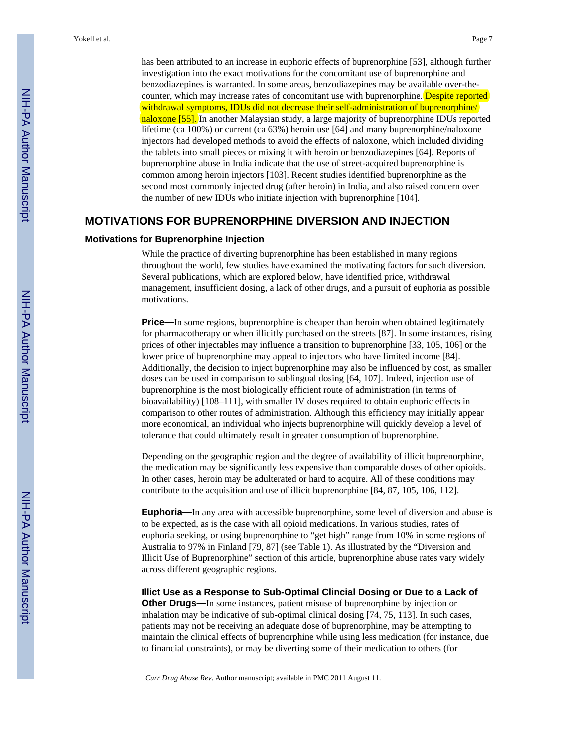has been attributed to an increase in euphoric effects of buprenorphine [53], although further investigation into the exact motivations for the concomitant use of buprenorphine and benzodiazepines is warranted. In some areas, benzodiazepines may be available over-the-counter, which may increase rates of concomitant use with buprenorphine. Despite reported withdrawal symptoms, IDUs did not decrease their self-administration of buprenorphine/ naloxone [55]. In another Malaysian study, a large majority of buprenorphine IDUs reported lifetime (ca 100%) or current (ca 63%) heroin use [64] and many buprenorphine/naloxone injectors had developed methods to avoid the effects of naloxone, which included dividing the tablets into small pieces or mixing it with heroin or benzodiazepines [64]. Reports of buprenorphine abuse in India indicate that the use of street-acquired buprenorphine is common among heroin injectors [103]. Recent studies identified buprenorphine as the second most commonly injected drug (after heroin) in India, and also raised concern over the number of new IDUs who initiate injection with buprenorphine [104].

## MOTIVATIONS FOR BUPRENORPHINE DIVERSION AND INJECTION

### Motivations for Buprenorphine Injection

While the practice of diverting buprenorphine has been established in many regions throughout the world, few studies have examined the motivating factors for such diversion. Several publications, which are explored below, have identified price, withdrawal management, insufficient dosing, a lack of other drugs, and a pursuit of euphoria as possible motivations.

**Price—**In some regions, buprenorphine is cheaper than heroin when obtained legitimately for pharmacotherapy or when illicitly purchased on the streets [87]. In some instances, rising prices of other injectables may influence a transition to buprenorphine [33, 105, 106] or the lower price of buprenorphine may appeal to injectors who have limited income [84]. Additionally, the decision to inject buprenorphine may also be influenced by cost, as smaller doses can be used in comparison to sublingual dosing [64, 107]. Indeed, injection use of buprenorphine is the most biologically efficient route of administration (in terms of bioavailability) [108–111], with smaller IV doses required to obtain euphoric effects in comparison to other routes of administration. Although this efficiency may initially appear more economical, an individual who injects buprenorphine will quickly develop a level of tolerance that could ultimately result in greater consumption of buprenorphine.

Depending on the geographic region and the degree of availability of illicit buprenorphine, the medication may be significantly less expensive than comparable doses of other opioids. In other cases, heroin may be adulterated or hard to acquire. All of these conditions may contribute to the acquisition and use of illicit buprenorphine [84, 87, 105, 106, 112].

**Euphoria—**In any area with accessible buprenorphine, some level of diversion and abuse is to be expected, as is the case with all opioid medications. In various studies, rates of euphoria seeking, or using buprenorphine to "get high" range from 10% in some regions of Australia to 97% in Finland [79, 87] (see Table 1). As illustrated by the "Diversion and Illicit Use of Buprenorphine" section of this article, buprenorphine abuse rates vary widely across different geographic regions.

**Illict Use as a Response to Sub-Optimal Clincial Dosing or Due to a Lack of Other Drugs—**In some instances, patient misuse of buprenorphine by injection or inhalation may be indicative of sub-optimal clinical dosing [74, 75, 113]. In such cases, patients may not be receiving an adequate dose of buprenorphine, may be attempting to maintain the clinical effects of buprenorphine while using less medication (for instance, due to financial constraints), or may be diverting some of their medication to others (for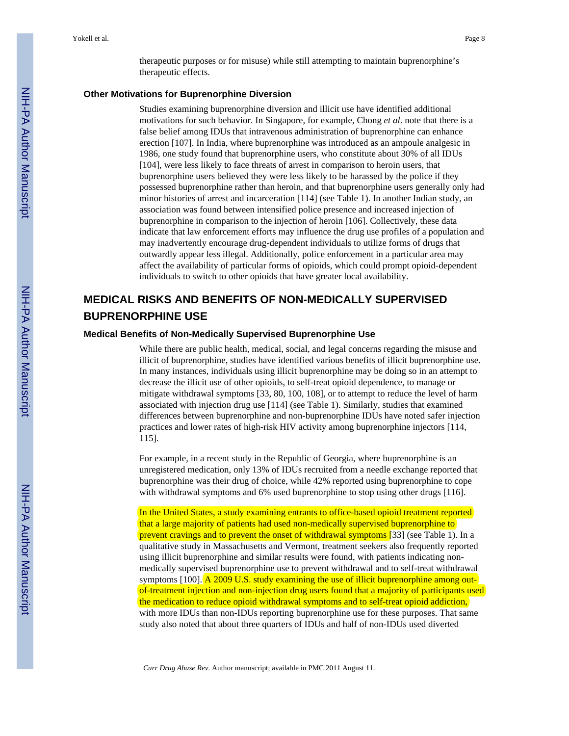therapeutic purposes or for misuse) while still attempting to maintain buprenorphine's therapeutic effects.

### Other Motivations for Buprenorphine Diversion

Studies examining buprenorphine diversion and illicit use have identified additional motivations for such behavior. In Singapore, for example, Chong *et al*. note that there is a false belief among IDUs that intravenous administration of buprenorphine can enhance erection [107]. In India, where buprenorphine was introduced as an ampoule analgesic in 1986, one study found that buprenorphine users, who constitute about 30% of all IDUs [104], were less likely to face threats of arrest in comparison to heroin users, that buprenorphine users believed they were less likely to be harassed by the police if they possessed buprenorphine rather than heroin, and that buprenorphine users generally only had minor histories of arrest and incarceration [114] (see Table 1). In another Indian study, an association was found between intensified police presence and increased injection of buprenorphine in comparison to the injection of heroin [106]. Collectively, these data indicate that law enforcement efforts may influence the drug use profiles of a population and may inadvertently encourage drug-dependent individuals to utilize forms of drugs that outwardly appear less illegal. Additionally, police enforcement in a particular area may affect the availability of particular forms of opioids, which could prompt opioid-dependent individuals to switch to other opioids that have greater local availability.

## MEDICAL RISKS AND BENEFITS OF NON-MEDICALLY SUPERVISED BUPRENORPHINE USE

### Medical Benefits of Non-Medically Supervised Buprenorphine Use

While there are public health, medical, social, and legal concerns regarding the misuse and illicit of buprenorphine, studies have identified various benefits of illicit buprenorphine use. In many instances, individuals using illicit buprenorphine may be doing so in an attempt to decrease the illicit use of other opioids, to self-treat opioid dependence, to manage or mitigate withdrawal symptoms [33, 80, 100, 108], or to attempt to reduce the level of harm associated with injection drug use [114] (see Table 1). Similarly, studies that examined differences between buprenorphine and non-buprenorphine IDUs have noted safer injection practices and lower rates of high-risk HIV activity among buprenorphine injectors [114, 115].

For example, in a recent study in the Republic of Georgia, where buprenorphine is an unregistered medication, only 13% of IDUs recruited from a needle exchange reported that buprenorphine was their drug of choice, while 42% reported using buprenorphine to cope with withdrawal symptoms and 6% used buprenorphine to stop using other drugs [116].

In the United States, a study examining entrants to office-based opioid treatment reported that a large majority of patients had used non-medically supervised buprenorphine to prevent cravings and to prevent the onset of withdrawal symptoms [33] (see Table 1). In a qualitative study in Massachusetts and Vermont, treatment seekers also frequently reported using illicit buprenorphine and similar results were found, with patients indicating non-medically supervised buprenorphine use to prevent withdrawal and to self-treat withdrawal symptoms [100]. A 2009 U.S. study examining the use of illicit buprenorphine among out-of-treatment injection and non-injection drug users found that a majority of participants used the medication to reduce opioid withdrawal symptoms and to self-treat opioid addiction, with more IDUs than non-IDUs reporting buprenorphine use for these purposes. That same study also noted that about three quarters of IDUs and half of non-IDUs used diverted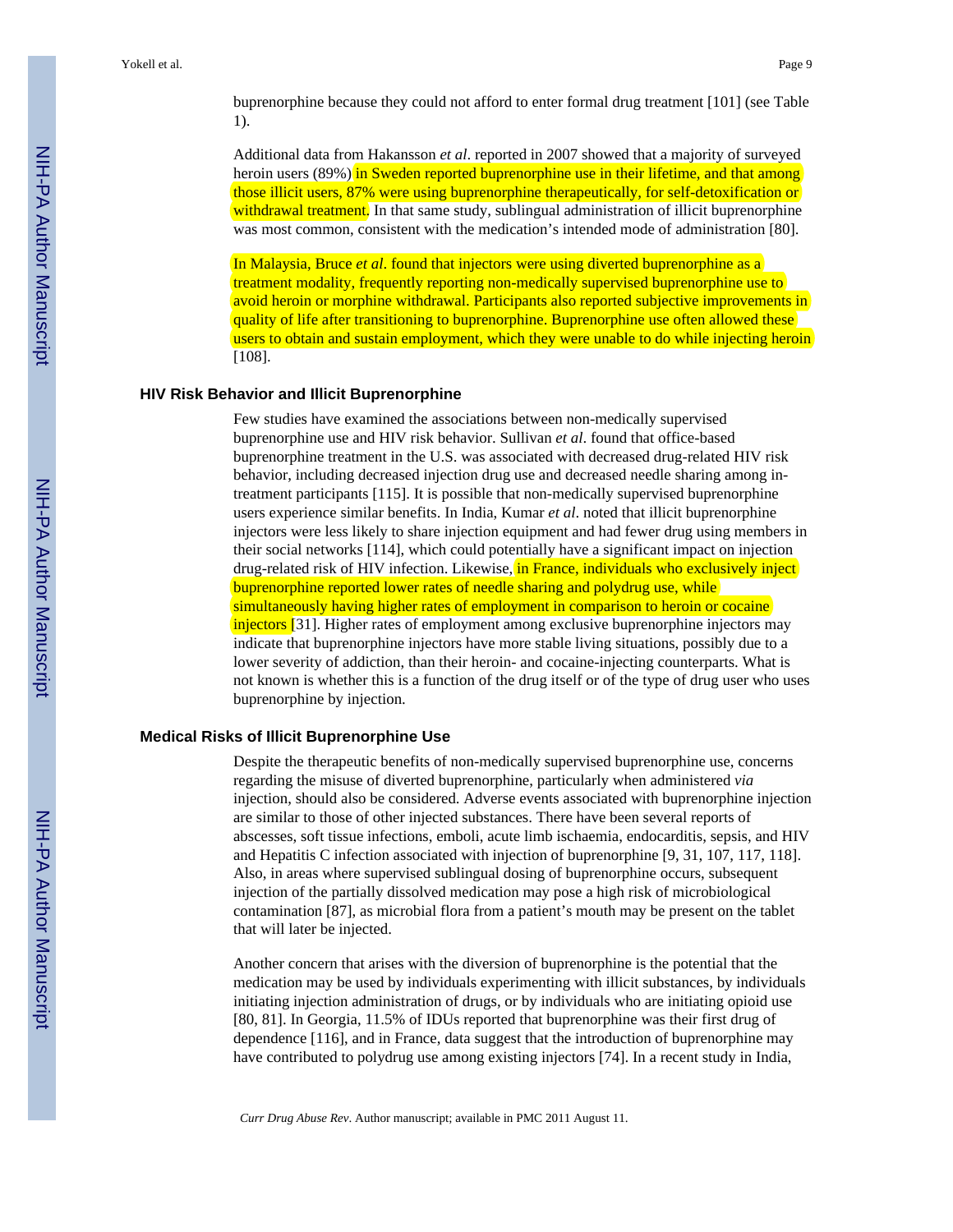buprenorphine because they could not afford to enter formal drug treatment [101] (see Table 1).

Additional data from Hakansson *et al*. reported in 2007 showed that a majority of surveyed heroin users (89%) in Sweden reported buprenorphine use in their lifetime, and that among those illicit users, 87% were using buprenorphine therapeutically, for self-detoxification or withdrawal treatment. In that same study, sublingual administration of illicit buprenorphine was most common, consistent with the medication's intended mode of administration [80].

In Malaysia, Bruce *et al*. found that injectors were using diverted buprenorphine as a treatment modality, frequently reporting non-medically supervised buprenorphine use to avoid heroin or morphine withdrawal. Participants also reported subjective improvements in quality of life after transitioning to buprenorphine. Buprenorphine use often allowed these users to obtain and sustain employment, which they were unable to do while injecting heroin [108].

## HIV Risk Behavior and Illicit Buprenorphine

Few studies have examined the associations between non-medically supervised buprenorphine use and HIV risk behavior. Sullivan *et al*. found that office-based buprenorphine treatment in the U.S. was associated with decreased drug-related HIV risk behavior, including decreased injection drug use and decreased needle sharing among in-treatment participants [115]. It is possible that non-medically supervised buprenorphine users experience similar benefits. In India, Kumar *et al*. noted that illicit buprenorphine injectors were less likely to share injection equipment and had fewer drug using members in their social networks [114], which could potentially have a significant impact on injection drug-related risk of HIV infection. Likewise, in France, individuals who exclusively inject buprenorphine reported lower rates of needle sharing and polydrug use, while simultaneously having higher rates of employment in comparison to heroin or cocaine injectors [31]. Higher rates of employment among exclusive buprenorphine injectors may indicate that buprenorphine injectors have more stable living situations, possibly due to a lower severity of addiction, than their heroin- and cocaine-injecting counterparts. What is not known is whether this is a function of the drug itself or of the type of drug user who uses buprenorphine by injection.

## Medical Risks of Illicit Buprenorphine Use

Despite the therapeutic benefits of non-medically supervised buprenorphine use, concerns regarding the misuse of diverted buprenorphine, particularly when administered *via* injection, should also be considered. Adverse events associated with buprenorphine injection are similar to those of other injected substances. There have been several reports of abscesses, soft tissue infections, emboli, acute limb ischaemia, endocarditis, sepsis, and HIV and Hepatitis C infection associated with injection of buprenorphine [9, 31, 107, 117, 118]. Also, in areas where supervised sublingual dosing of buprenorphine occurs, subsequent injection of the partially dissolved medication may pose a high risk of microbiological contamination [87], as microbial flora from a patient's mouth may be present on the tablet that will later be injected.

Another concern that arises with the diversion of buprenorphine is the potential that the medication may be used by individuals experimenting with illicit substances, by individuals initiating injection administration of drugs, or by individuals who are initiating opioid use [80, 81]. In Georgia, 11.5% of IDUs reported that buprenorphine was their first drug of dependence [116], and in France, data suggest that the introduction of buprenorphine may have contributed to polydrug use among existing injectors [74]. In a recent study in India,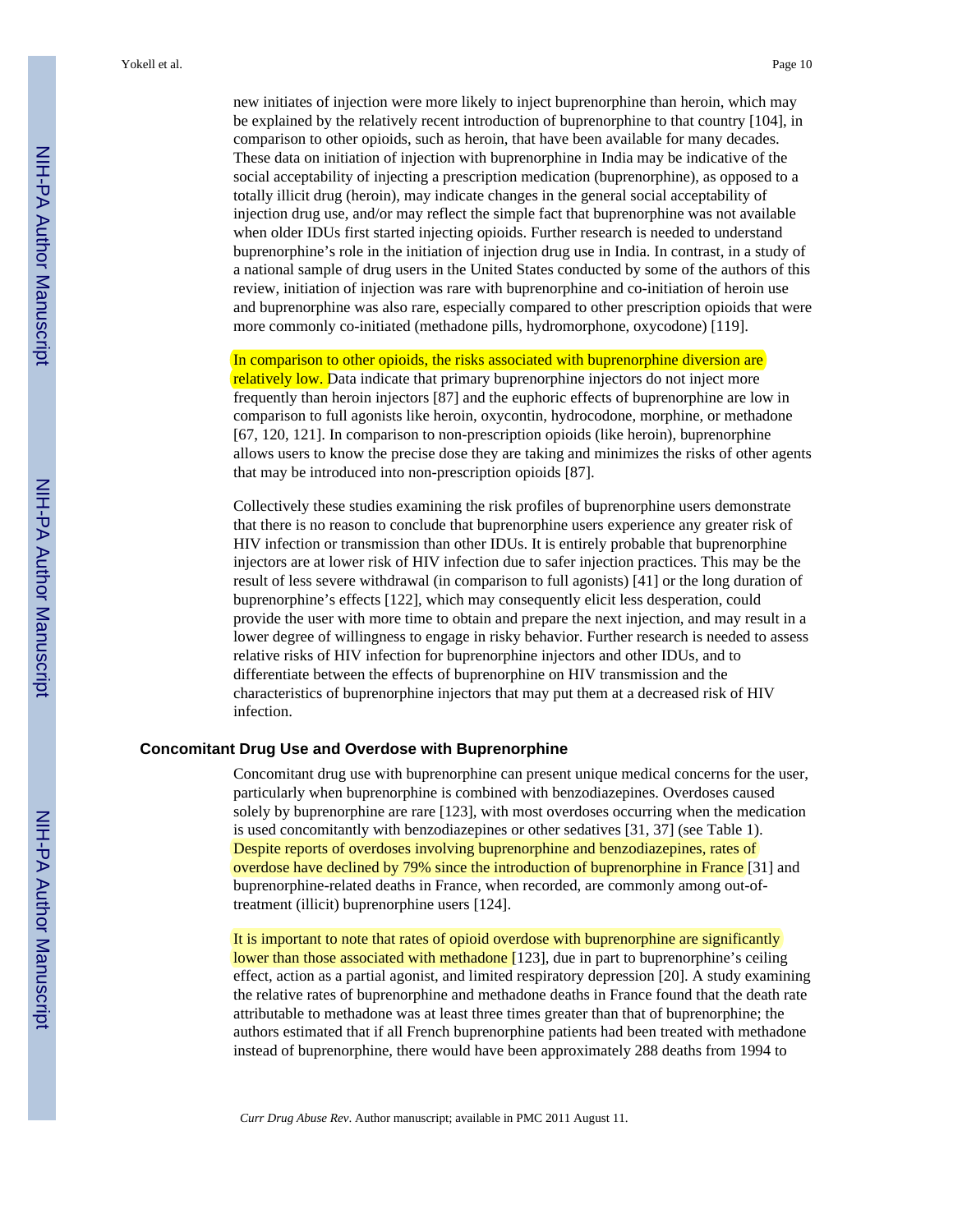new initiates of injection were more likely to inject buprenorphine than heroin, which may be explained by the relatively recent introduction of buprenorphine to that country [104], in comparison to other opioids, such as heroin, that have been available for many decades. These data on initiation of injection with buprenorphine in India may be indicative of the social acceptability of injecting a prescription medication (buprenorphine), as opposed to a totally illicit drug (heroin), may indicate changes in the general social acceptability of injection drug use, and/or may reflect the simple fact that buprenorphine was not available when older IDUs first started injecting opioids. Further research is needed to understand buprenorphine's role in the initiation of injection drug use in India. In contrast, in a study of a national sample of drug users in the United States conducted by some of the authors of this review, initiation of injection was rare with buprenorphine and co-initiation of heroin use and buprenorphine was also rare, especially compared to other prescription opioids that were more commonly co-initiated (methadone pills, hydromorphone, oxycodone) [119].

In comparison to other opioids, the risks associated with buprenorphine diversion are relatively low. Data indicate that primary buprenorphine injectors do not inject more frequently than heroin injectors [87] and the euphoric effects of buprenorphine are low in comparison to full agonists like heroin, oxycontin, hydrocodone, morphine, or methadone [67, 120, 121]. In comparison to non-prescription opioids (like heroin), buprenorphine allows users to know the precise dose they are taking and minimizes the risks of other agents that may be introduced into non-prescription opioids [87].

Collectively these studies examining the risk profiles of buprenorphine users demonstrate that there is no reason to conclude that buprenorphine users experience any greater risk of HIV infection or transmission than other IDUs. It is entirely probable that buprenorphine injectors are at lower risk of HIV infection due to safer injection practices. This may be the result of less severe withdrawal (in comparison to full agonists) [41] or the long duration of buprenorphine's effects [122], which may consequently elicit less desperation, could provide the user with more time to obtain and prepare the next injection, and may result in a lower degree of willingness to engage in risky behavior. Further research is needed to assess relative risks of HIV infection for buprenorphine injectors and other IDUs, and to differentiate between the effects of buprenorphine on HIV transmission and the characteristics of buprenorphine injectors that may put them at a decreased risk of HIV infection.

## Concomitant Drug Use and Overdose with Buprenorphine

Concomitant drug use with buprenorphine can present unique medical concerns for the user, particularly when buprenorphine is combined with benzodiazepines. Overdoses caused solely by buprenorphine are rare [123], with most overdoses occurring when the medication is used concomitantly with benzodiazepines or other sedatives [31, 37] (see Table 1). Despite reports of overdoses involving buprenorphine and benzodiazepines, rates of overdose have declined by 79% since the introduction of buprenorphine in France [31] and buprenorphine-related deaths in France, when recorded, are commonly among out-of-treatment (illicit) buprenorphine users [124].

It is important to note that rates of opioid overdose with buprenorphine are significantly lower than those associated with methadone [123], due in part to buprenorphine's ceiling effect, action as a partial agonist, and limited respiratory depression [20]. A study examining the relative rates of buprenorphine and methadone deaths in France found that the death rate attributable to methadone was at least three times greater than that of buprenorphine; the authors estimated that if all French buprenorphine patients had been treated with methadone instead of buprenorphine, there would have been approximately 288 deaths from 1994 to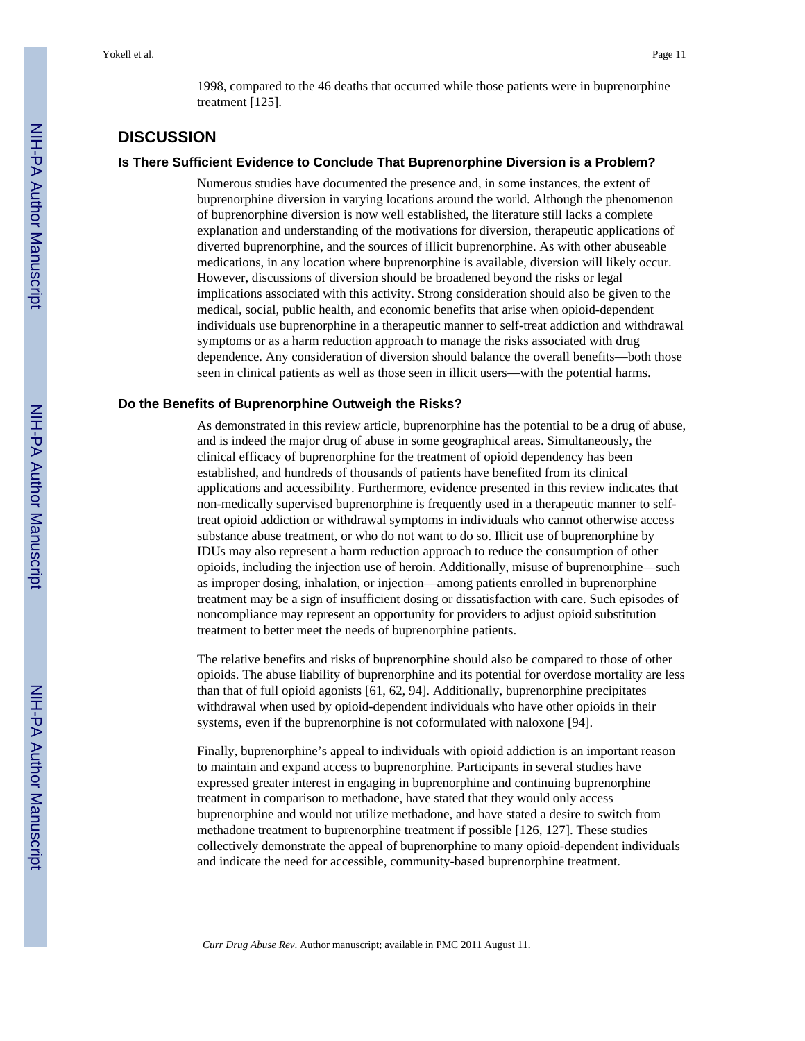1998, compared to the 46 deaths that occurred while those patients were in buprenorphine treatment [125].

## DISCUSSION

### Is There Sufficient Evidence to Conclude That Buprenorphine Diversion is a Problem?

Numerous studies have documented the presence and, in some instances, the extent of buprenorphine diversion in varying locations around the world. Although the phenomenon of buprenorphine diversion is now well established, the literature still lacks a complete explanation and understanding of the motivations for diversion, therapeutic applications of diverted buprenorphine, and the sources of illicit buprenorphine. As with other abuseable medications, in any location where buprenorphine is available, diversion will likely occur. However, discussions of diversion should be broadened beyond the risks or legal implications associated with this activity. Strong consideration should also be given to the medical, social, public health, and economic benefits that arise when opioid-dependent individuals use buprenorphine in a therapeutic manner to self-treat addiction and withdrawal symptoms or as a harm reduction approach to manage the risks associated with drug dependence. Any consideration of diversion should balance the overall benefits—both those seen in clinical patients as well as those seen in illicit users—with the potential harms.

### Do the Benefits of Buprenorphine Outweigh the Risks?

As demonstrated in this review article, buprenorphine has the potential to be a drug of abuse, and is indeed the major drug of abuse in some geographical areas. Simultaneously, the clinical efficacy of buprenorphine for the treatment of opioid dependency has been established, and hundreds of thousands of patients have benefited from its clinical applications and accessibility. Furthermore, evidence presented in this review indicates that non-medically supervised buprenorphine is frequently used in a therapeutic manner to self-treat opioid addiction or withdrawal symptoms in individuals who cannot otherwise access substance abuse treatment, or who do not want to do so. Illicit use of buprenorphine by IDUs may also represent a harm reduction approach to reduce the consumption of other opioids, including the injection use of heroin. Additionally, misuse of buprenorphine—such as improper dosing, inhalation, or injection—among patients enrolled in buprenorphine treatment may be a sign of insufficient dosing or dissatisfaction with care. Such episodes of noncompliance may represent an opportunity for providers to adjust opioid substitution treatment to better meet the needs of buprenorphine patients.

The relative benefits and risks of buprenorphine should also be compared to those of other opioids. The abuse liability of buprenorphine and its potential for overdose mortality are less than that of full opioid agonists [61, 62, 94]. Additionally, buprenorphine precipitates withdrawal when used by opioid-dependent individuals who have other opioids in their systems, even if the buprenorphine is not coformulated with naloxone [94].

Finally, buprenorphine's appeal to individuals with opioid addiction is an important reason to maintain and expand access to buprenorphine. Participants in several studies have expressed greater interest in engaging in buprenorphine and continuing buprenorphine treatment in comparison to methadone, have stated that they would only access buprenorphine and would not utilize methadone, and have stated a desire to switch from methadone treatment to buprenorphine treatment if possible [126, 127]. These studies collectively demonstrate the appeal of buprenorphine to many opioid-dependent individuals and indicate the need for accessible, community-based buprenorphine treatment.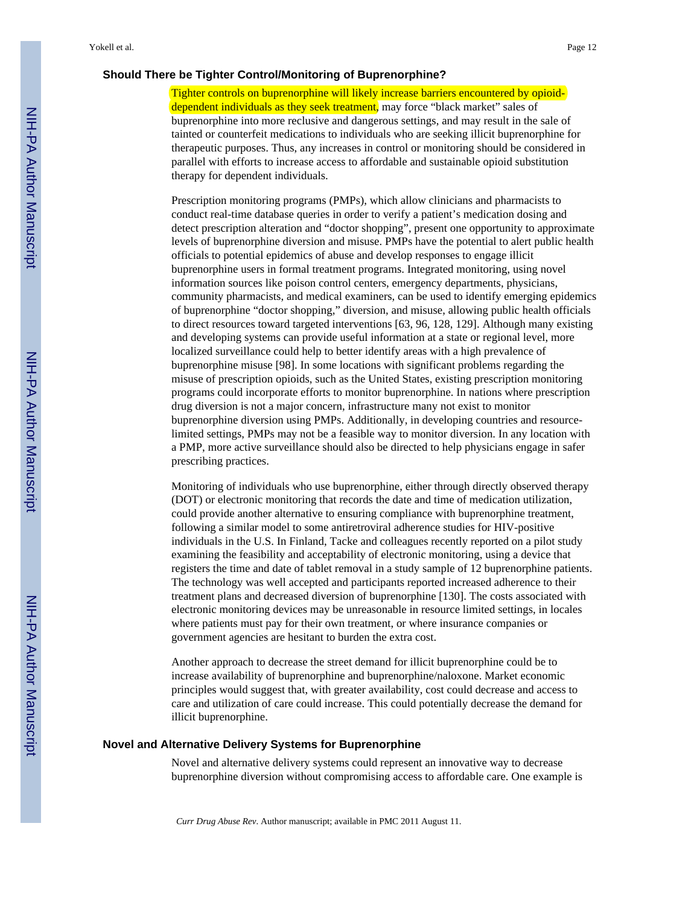### Should There be Tighter Control/Monitoring of Buprenorphine?

Tighter controls on buprenorphine will likely increase barriers encountered by opioid-dependent individuals as they seek treatment, may force "black market" sales of buprenorphine into more reclusive and dangerous settings, and may result in the sale of tainted or counterfeit medications to individuals who are seeking illicit buprenorphine for therapeutic purposes. Thus, any increases in control or monitoring should be considered in parallel with efforts to increase access to affordable and sustainable opioid substitution therapy for dependent individuals.

Prescription monitoring programs (PMPs), which allow clinicians and pharmacists to conduct real-time database queries in order to verify a patient's medication dosing and detect prescription alteration and "doctor shopping", present one opportunity to approximate levels of buprenorphine diversion and misuse. PMPs have the potential to alert public health officials to potential epidemics of abuse and develop responses to engage illicit buprenorphine users in formal treatment programs. Integrated monitoring, using novel information sources like poison control centers, emergency departments, physicians, community pharmacists, and medical examiners, can be used to identify emerging epidemics of buprenorphine "doctor shopping," diversion, and misuse, allowing public health officials to direct resources toward targeted interventions [63, 96, 128, 129]. Although many existing and developing systems can provide useful information at a state or regional level, more localized surveillance could help to better identify areas with a high prevalence of buprenorphine misuse [98]. In some locations with significant problems regarding the misuse of prescription opioids, such as the United States, existing prescription monitoring programs could incorporate efforts to monitor buprenorphine. In nations where prescription drug diversion is not a major concern, infrastructure many not exist to monitor buprenorphine diversion using PMPs. Additionally, in developing countries and resource-limited settings, PMPs may not be a feasible way to monitor diversion. In any location with a PMP, more active surveillance should also be directed to help physicians engage in safer prescribing practices.

Monitoring of individuals who use buprenorphine, either through directly observed therapy (DOT) or electronic monitoring that records the date and time of medication utilization, could provide another alternative to ensuring compliance with buprenorphine treatment, following a similar model to some antiretroviral adherence studies for HIV-positive individuals in the U.S. In Finland, Tacke and colleagues recently reported on a pilot study examining the feasibility and acceptability of electronic monitoring, using a device that registers the time and date of tablet removal in a study sample of 12 buprenorphine patients. The technology was well accepted and participants reported increased adherence to their treatment plans and decreased diversion of buprenorphine [130]. The costs associated with electronic monitoring devices may be unreasonable in resource limited settings, in locales where patients must pay for their own treatment, or where insurance companies or government agencies are hesitant to burden the extra cost.

Another approach to decrease the street demand for illicit buprenorphine could be to increase availability of buprenorphine and buprenorphine/naloxone. Market economic principles would suggest that, with greater availability, cost could decrease and access to care and utilization of care could increase. This could potentially decrease the demand for illicit buprenorphine.

### Novel and Alternative Delivery Systems for Buprenorphine

Novel and alternative delivery systems could represent an innovative way to decrease buprenorphine diversion without compromising access to affordable care. One example is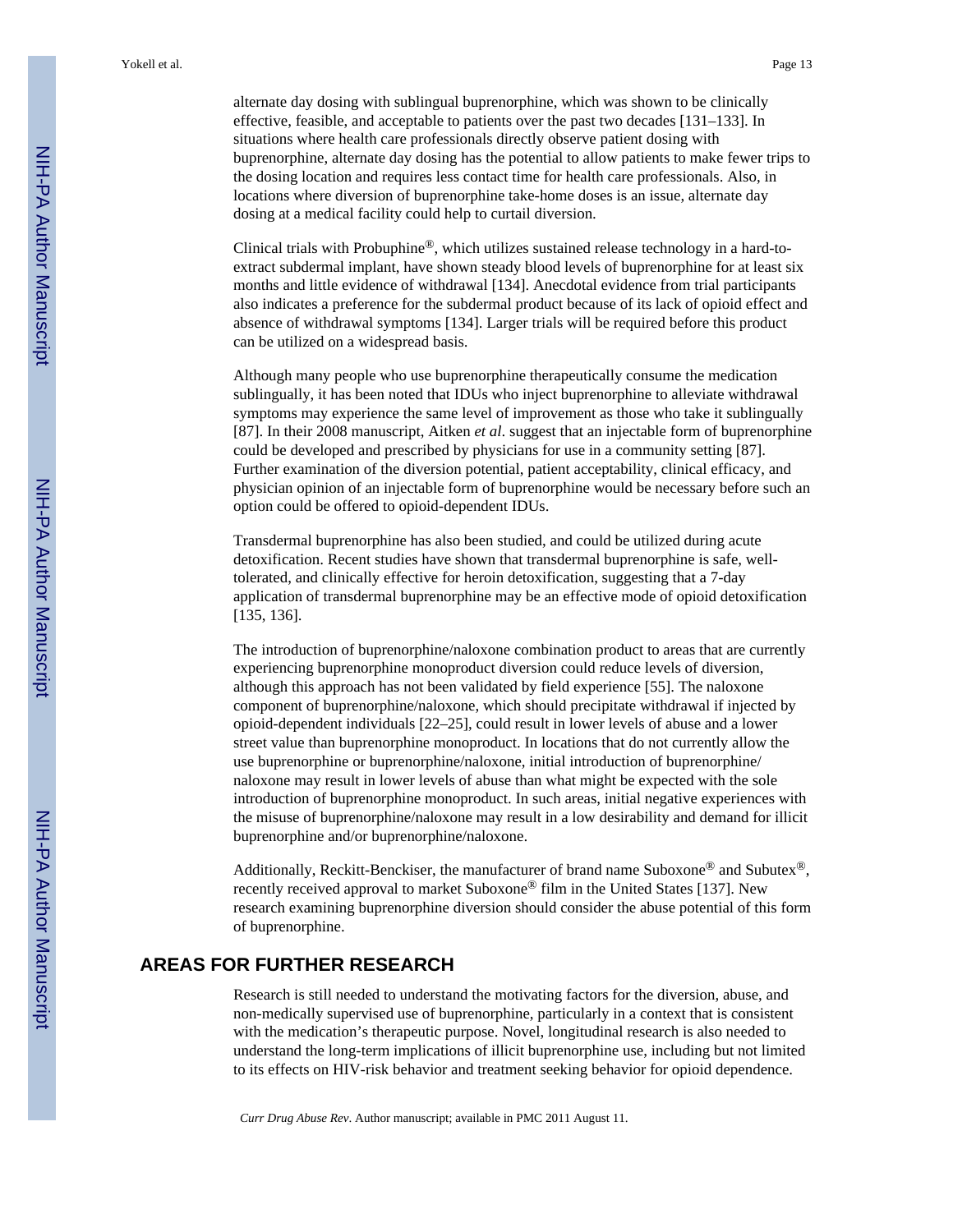alternate day dosing with sublingual buprenorphine, which was shown to be clinically effective, feasible, and acceptable to patients over the past two decades [131–133]. In situations where health care professionals directly observe patient dosing with buprenorphine, alternate day dosing has the potential to allow patients to make fewer trips to the dosing location and requires less contact time for health care professionals. Also, in locations where diversion of buprenorphine take-home doses is an issue, alternate day dosing at a medical facility could help to curtail diversion.

Clinical trials with Probuphine®, which utilizes sustained release technology in a hard-to-extract subdermal implant, have shown steady blood levels of buprenorphine for at least six months and little evidence of withdrawal [134]. Anecdotal evidence from trial participants also indicates a preference for the subdermal product because of its lack of opioid effect and absence of withdrawal symptoms [134]. Larger trials will be required before this product can be utilized on a widespread basis.

Although many people who use buprenorphine therapeutically consume the medication sublingually, it has been noted that IDUs who inject buprenorphine to alleviate withdrawal symptoms may experience the same level of improvement as those who take it sublingually [87]. In their 2008 manuscript, Aitken *et al*. suggest that an injectable form of buprenorphine could be developed and prescribed by physicians for use in a community setting [87]. Further examination of the diversion potential, patient acceptability, clinical efficacy, and physician opinion of an injectable form of buprenorphine would be necessary before such an option could be offered to opioid-dependent IDUs.

Transdermal buprenorphine has also been studied, and could be utilized during acute detoxification. Recent studies have shown that transdermal buprenorphine is safe, well-tolerated, and clinically effective for heroin detoxification, suggesting that a 7-day application of transdermal buprenorphine may be an effective mode of opioid detoxification [135, 136].

The introduction of buprenorphine/naloxone combination product to areas that are currently experiencing buprenorphine monoproduct diversion could reduce levels of diversion, although this approach has not been validated by field experience [55]. The naloxone component of buprenorphine/naloxone, which should precipitate withdrawal if injected by opioid-dependent individuals [22–25], could result in lower levels of abuse and a lower street value than buprenorphine monoproduct. In locations that do not currently allow the use buprenorphine or buprenorphine/naloxone, initial introduction of buprenorphine/naloxone may result in lower levels of abuse than what might be expected with the sole introduction of buprenorphine monoproduct. In such areas, initial negative experiences with the misuse of buprenorphine/naloxone may result in a low desirability and demand for illicit buprenorphine and/or buprenorphine/naloxone.

Additionally, Reckitt-Benckiser, the manufacturer of brand name Suboxone® and Subutex®, recently received approval to market Suboxone® film in the United States [137]. New research examining buprenorphine diversion should consider the abuse potential of this form of buprenorphine.

## AREAS FOR FURTHER RESEARCH

Research is still needed to understand the motivating factors for the diversion, abuse, and non-medically supervised use of buprenorphine, particularly in a context that is consistent with the medication's therapeutic purpose. Novel, longitudinal research is also needed to understand the long-term implications of illicit buprenorphine use, including but not limited to its effects on HIV-risk behavior and treatment seeking behavior for opioid dependence.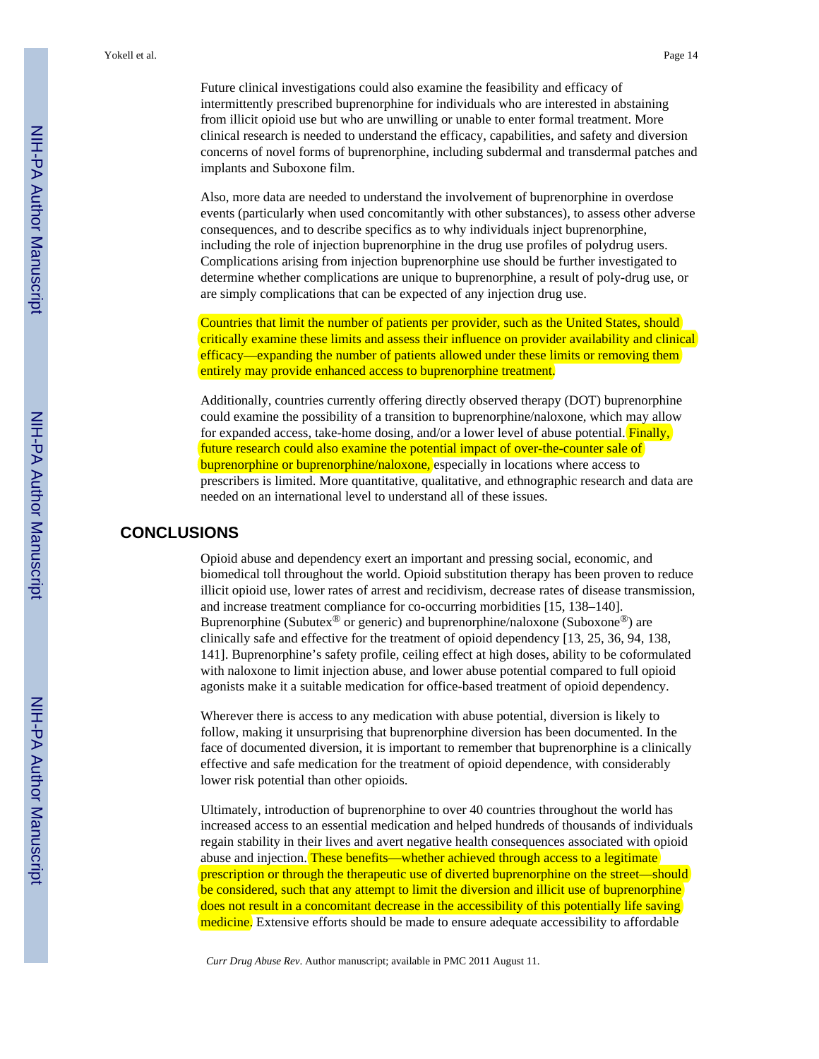Future clinical investigations could also examine the feasibility and efficacy of intermittently prescribed buprenorphine for individuals who are interested in abstaining from illicit opioid use but who are unwilling or unable to enter formal treatment. More clinical research is needed to understand the efficacy, capabilities, and safety and diversion concerns of novel forms of buprenorphine, including subdermal and transdermal patches and implants and Suboxone film.

Also, more data are needed to understand the involvement of buprenorphine in overdose events (particularly when used concomitantly with other substances), to assess other adverse consequences, and to describe specifics as to why individuals inject buprenorphine, including the role of injection buprenorphine in the drug use profiles of polydrug users. Complications arising from injection buprenorphine use should be further investigated to determine whether complications are unique to buprenorphine, a result of poly-drug use, or are simply complications that can be expected of any injection drug use.

Countries that limit the number of patients per provider, such as the United States, should critically examine these limits and assess their influence on provider availability and clinical efficacy—expanding the number of patients allowed under these limits or removing them entirely may provide enhanced access to buprenorphine treatment.

Additionally, countries currently offering directly observed therapy (DOT) buprenorphine could examine the possibility of a transition to buprenorphine/naloxone, which may allow for expanded access, take-home dosing, and/or a lower level of abuse potential. Finally, future research could also examine the potential impact of over-the-counter sale of buprenorphine or buprenorphine/naloxone, especially in locations where access to prescribers is limited. More quantitative, qualitative, and ethnographic research and data are needed on an international level to understand all of these issues.

## CONCLUSIONS

Opioid abuse and dependency exert an important and pressing social, economic, and biomedical toll throughout the world. Opioid substitution therapy has been proven to reduce illicit opioid use, lower rates of arrest and recidivism, decrease rates of disease transmission, and increase treatment compliance for co-occurring morbidities [15, 138–140]. Buprenorphine (Subutex® or generic) and buprenorphine/naloxone (Suboxone®) are clinically safe and effective for the treatment of opioid dependency [13, 25, 36, 94, 138, 141]. Buprenorphine's safety profile, ceiling effect at high doses, ability to be coformulated with naloxone to limit injection abuse, and lower abuse potential compared to full opioid agonists make it a suitable medication for office-based treatment of opioid dependency.

Wherever there is access to any medication with abuse potential, diversion is likely to follow, making it unsurprising that buprenorphine diversion has been documented. In the face of documented diversion, it is important to remember that buprenorphine is a clinically effective and safe medication for the treatment of opioid dependence, with considerably lower risk potential than other opioids.

Ultimately, introduction of buprenorphine to over 40 countries throughout the world has increased access to an essential medication and helped hundreds of thousands of individuals regain stability in their lives and avert negative health consequences associated with opioid abuse and injection. These benefits—whether achieved through access to a legitimate prescription or through the therapeutic use of diverted buprenorphine on the street—should be considered, such that any attempt to limit the diversion and illicit use of buprenorphine does not result in a concomitant decrease in the accessibility of this potentially life saving medicine. Extensive efforts should be made to ensure adequate accessibility to affordable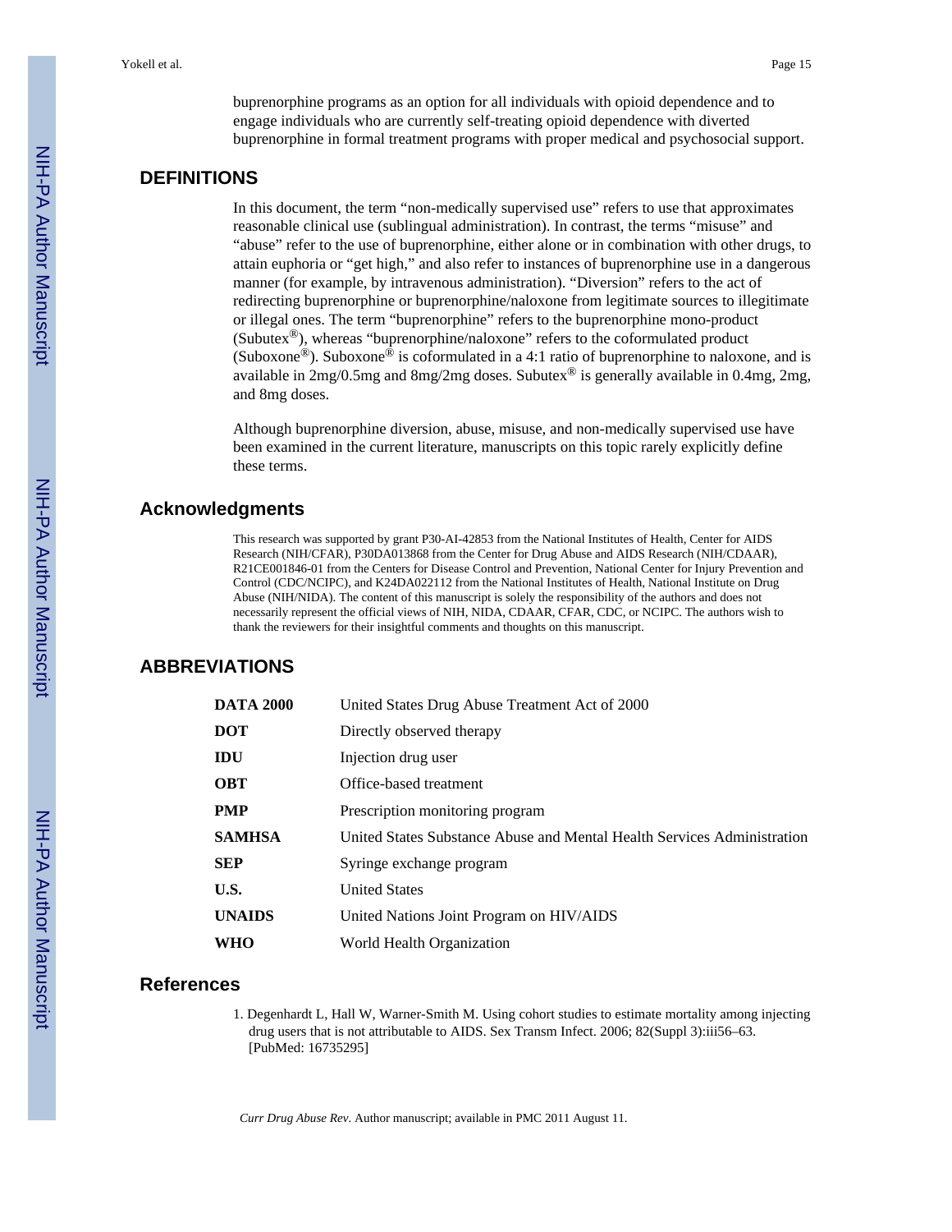buprenorphine programs as an option for all individuals with opioid dependence and to engage individuals who are currently self-treating opioid dependence with diverted buprenorphine in formal treatment programs with proper medical and psychosocial support.

## DEFINITIONS

In this document, the term "non-medically supervised use" refers to use that approximates reasonable clinical use (sublingual administration). In contrast, the terms "misuse" and "abuse" refer to the use of buprenorphine, either alone or in combination with other drugs, to attain euphoria or "get high," and also refer to instances of buprenorphine use in a dangerous manner (for example, by intravenous administration). "Diversion" refers to the act of redirecting buprenorphine or buprenorphine/naloxone from legitimate sources to illegitimate or illegal ones. The term "buprenorphine" refers to the buprenorphine mono-product (Subutex®), whereas "buprenorphine/naloxone" refers to the coformulated product (Suboxone®). Suboxone® is coformulated in a 4:1 ratio of buprenorphine to naloxone, and is available in 2mg/0.5mg and 8mg/2mg doses. Subutex® is generally available in 0.4mg, 2mg, and 8mg doses.

Although buprenorphine diversion, abuse, misuse, and non-medically supervised use have been examined in the current literature, manuscripts on this topic rarely explicitly define these terms.

## Acknowledgments

This research was supported by grant P30-AI-42853 from the National Institutes of Health, Center for AIDS Research (NIH/CFAR), P30DA013868 from the Center for Drug Abuse and AIDS Research (NIH/CDAAR), R21CE001846-01 from the Centers for Disease Control and Prevention, National Center for Injury Prevention and Control (CDC/NCIPC), and K24DA022112 from the National Institutes of Health, National Institute on Drug Abuse (NIH/NIDA). The content of this manuscript is solely the responsibility of the authors and does not necessarily represent the official views of NIH, NIDA, CDAAR, CFAR, CDC, or NCIPC. The authors wish to thank the reviewers for their insightful comments and thoughts on this manuscript.

## ABBREVIATIONS

| | |
|---|---|
| **DATA 2000** | United States Drug Abuse Treatment Act of 2000 |
| **DOT** | Directly observed therapy |
| **IDU** | Injection drug user |
| **OBT** | Office-based treatment |
| **PMP** | Prescription monitoring program |
| **SAMHSA** | United States Substance Abuse and Mental Health Services Administration |
| **SEP** | Syringe exchange program |
| **U.S.** | United States |
| **UNAIDS** | United Nations Joint Program on HIV/AIDS |
| **WHO** | World Health Organization |

## References

1. Degenhardt L, Hall W, Warner-Smith M. Using cohort studies to estimate mortality among injecting drug users that is not attributable to AIDS. Sex Transm Infect. 2006; 82(Suppl 3):iii56–63. [PubMed: 16735295]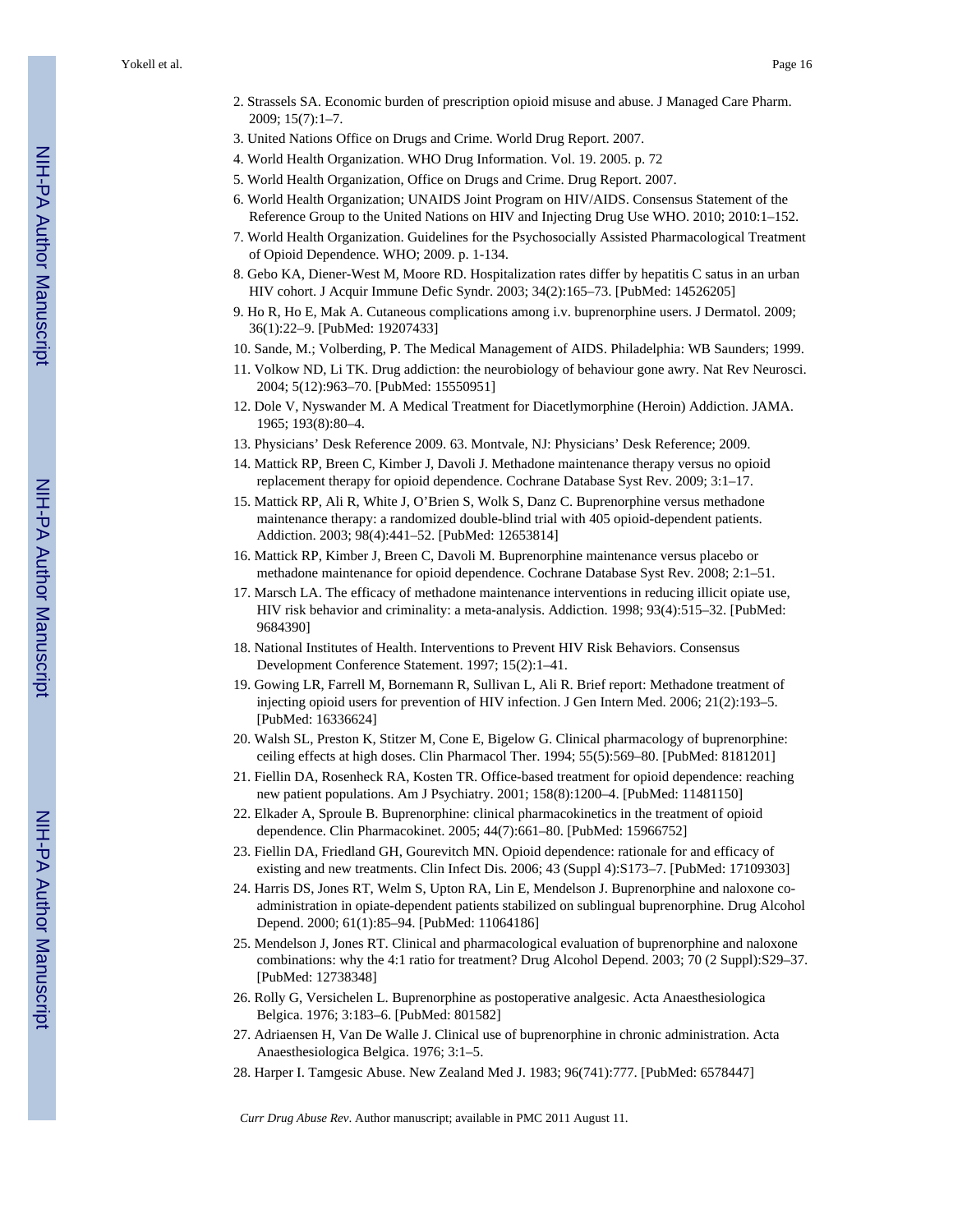2. Strassels SA. Economic burden of prescription opioid misuse and abuse. J Managed Care Pharm. 2009; 15(7):1–7.
3. United Nations Office on Drugs and Crime. World Drug Report. 2007.
4. World Health Organization. WHO Drug Information. Vol. 19. 2005. p. 72
5. World Health Organization, Office on Drugs and Crime. Drug Report. 2007.
6. World Health Organization; UNAIDS Joint Program on HIV/AIDS. Consensus Statement of the Reference Group to the United Nations on HIV and Injecting Drug Use WHO. 2010; 2010:1–152.
7. World Health Organization. Guidelines for the Psychosocially Assisted Pharmacological Treatment of Opioid Dependence. WHO; 2009. p. 1-134.
8. Gebo KA, Diener-West M, Moore RD. Hospitalization rates differ by hepatitis C satus in an urban HIV cohort. J Acquir Immune Defic Syndr. 2003; 34(2):165–73. [PubMed: 14526205]
9. Ho R, Ho E, Mak A. Cutaneous complications among i.v. buprenorphine users. J Dermatol. 2009; 36(1):22–9. [PubMed: 19207433]
10. Sande, M.; Volberding, P. The Medical Management of AIDS. Philadelphia: WB Saunders; 1999.
11. Volkow ND, Li TK. Drug addiction: the neurobiology of behaviour gone awry. Nat Rev Neurosci. 2004; 5(12):963–70. [PubMed: 15550951]
12. Dole V, Nyswander M. A Medical Treatment for Diacetlymorphine (Heroin) Addiction. JAMA. 1965; 193(8):80–4.
13. Physicians' Desk Reference 2009. 63. Montvale, NJ: Physicians' Desk Reference; 2009.
14. Mattick RP, Breen C, Kimber J, Davoli J. Methadone maintenance therapy versus no opioid replacement therapy for opioid dependence. Cochrane Database Syst Rev. 2009; 3:1–17.
15. Mattick RP, Ali R, White J, O'Brien S, Wolk S, Danz C. Buprenorphine versus methadone maintenance therapy: a randomized double-blind trial with 405 opioid-dependent patients. Addiction. 2003; 98(4):441–52. [PubMed: 12653814]
16. Mattick RP, Kimber J, Breen C, Davoli M. Buprenorphine maintenance versus placebo or methadone maintenance for opioid dependence. Cochrane Database Syst Rev. 2008; 2:1–51.
17. Marsch LA. The efficacy of methadone maintenance interventions in reducing illicit opiate use, HIV risk behavior and criminality: a meta-analysis. Addiction. 1998; 93(4):515–32. [PubMed: 9684390]
18. National Institutes of Health. Interventions to Prevent HIV Risk Behaviors. Consensus Development Conference Statement. 1997; 15(2):1–41.
19. Gowing LR, Farrell M, Bornemann R, Sullivan L, Ali R. Brief report: Methadone treatment of injecting opioid users for prevention of HIV infection. J Gen Intern Med. 2006; 21(2):193–5. [PubMed: 16336624]
20. Walsh SL, Preston K, Stitzer M, Cone E, Bigelow G. Clinical pharmacology of buprenorphine: ceiling effects at high doses. Clin Pharmacol Ther. 1994; 55(5):569–80. [PubMed: 8181201]
21. Fiellin DA, Rosenheck RA, Kosten TR. Office-based treatment for opioid dependence: reaching new patient populations. Am J Psychiatry. 2001; 158(8):1200–4. [PubMed: 11481150]
22. Elkader A, Sproule B. Buprenorphine: clinical pharmacokinetics in the treatment of opioid dependence. Clin Pharmacokinet. 2005; 44(7):661–80. [PubMed: 15966752]
23. Fiellin DA, Friedland GH, Gourevitch MN. Opioid dependence: rationale for and efficacy of existing and new treatments. Clin Infect Dis. 2006; 43 (Suppl 4):S173–7. [PubMed: 17109303]
24. Harris DS, Jones RT, Welm S, Upton RA, Lin E, Mendelson J. Buprenorphine and naloxone co-administration in opiate-dependent patients stabilized on sublingual buprenorphine. Drug Alcohol Depend. 2000; 61(1):85–94. [PubMed: 11064186]
25. Mendelson J, Jones RT. Clinical and pharmacological evaluation of buprenorphine and naloxone combinations: why the 4:1 ratio for treatment? Drug Alcohol Depend. 2003; 70 (2 Suppl):S29–37. [PubMed: 12738348]
26. Rolly G, Versichelen L. Buprenorphine as postoperative analgesic. Acta Anaesthesiologica Belgica. 1976; 3:183–6. [PubMed: 801582]
27. Adriaensen H, Van De Walle J. Clinical use of buprenorphine in chronic administration. Acta Anaesthesiologica Belgica. 1976; 3:1–5.
28. Harper I. Tamgesic Abuse. New Zealand Med J. 1983; 96(741):777. [PubMed: 6578447]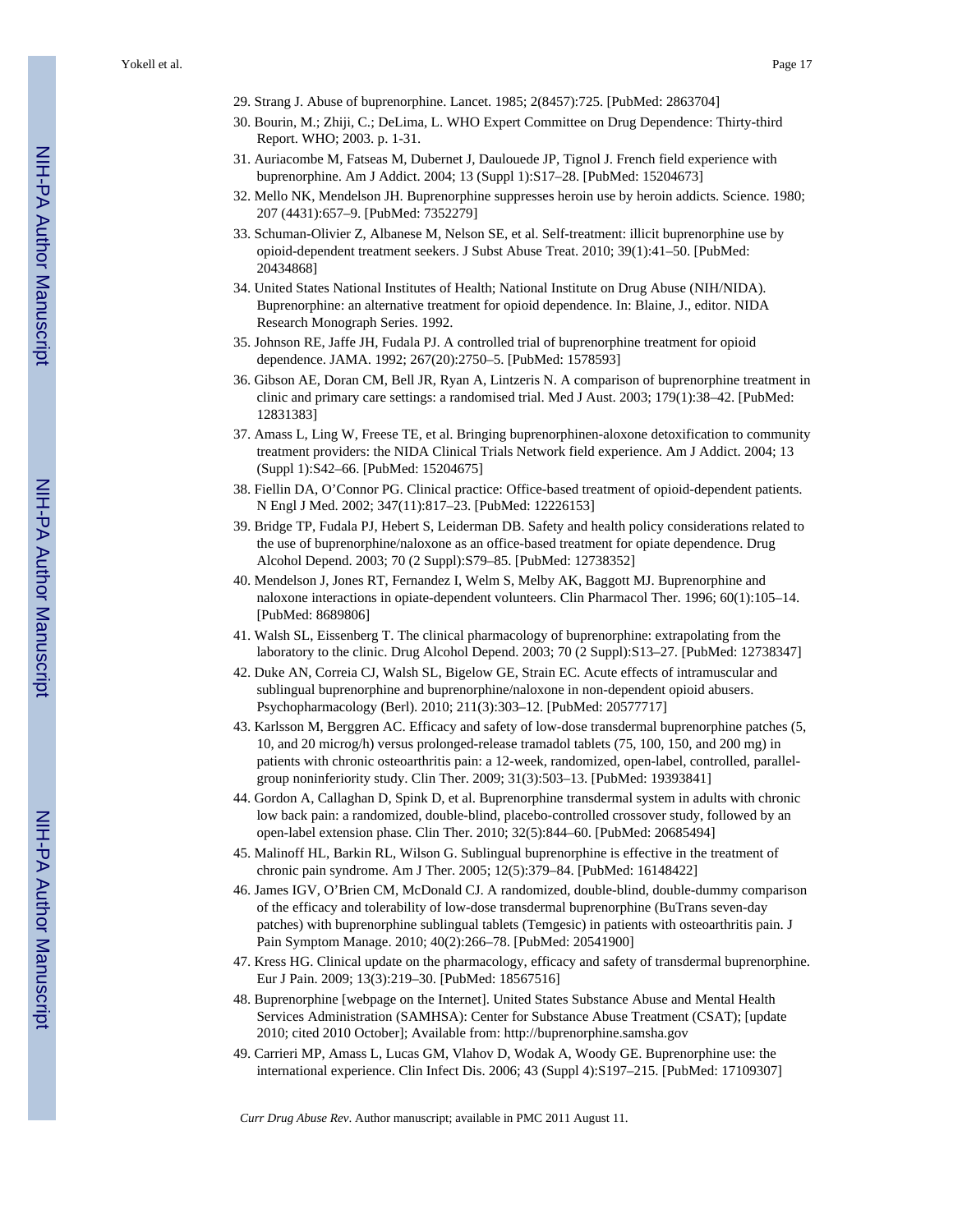29. Strang J. Abuse of buprenorphine. Lancet. 1985; 2(8457):725. [PubMed: 2863704]
30. Bourin, M.; Zhiji, C.; DeLima, L. WHO Expert Committee on Drug Dependence: Thirty-third Report. WHO; 2003. p. 1-31.
31. Auriacombe M, Fatseas M, Dubernet J, Daulouede JP, Tignol J. French field experience with buprenorphine. Am J Addict. 2004; 13 (Suppl 1):S17–28. [PubMed: 15204673]
32. Mello NK, Mendelson JH. Buprenorphine suppresses heroin use by heroin addicts. Science. 1980; 207 (4431):657–9. [PubMed: 7352279]
33. Schuman-Olivier Z, Albanese M, Nelson SE, et al. Self-treatment: illicit buprenorphine use by opioid-dependent treatment seekers. J Subst Abuse Treat. 2010; 39(1):41–50. [PubMed: 20434868]
34. United States National Institutes of Health; National Institute on Drug Abuse (NIH/NIDA). Buprenorphine: an alternative treatment for opioid dependence. In: Blaine, J., editor. NIDA Research Monograph Series. 1992.
35. Johnson RE, Jaffe JH, Fudala PJ. A controlled trial of buprenorphine treatment for opioid dependence. JAMA. 1992; 267(20):2750–5. [PubMed: 1578593]
36. Gibson AE, Doran CM, Bell JR, Ryan A, Lintzeris N. A comparison of buprenorphine treatment in clinic and primary care settings: a randomised trial. Med J Aust. 2003; 179(1):38–42. [PubMed: 12831383]
37. Amass L, Ling W, Freese TE, et al. Bringing buprenorphinen-aloxone detoxification to community treatment providers: the NIDA Clinical Trials Network field experience. Am J Addict. 2004; 13 (Suppl 1):S42–66. [PubMed: 15204675]
38. Fiellin DA, O'Connor PG. Clinical practice: Office-based treatment of opioid-dependent patients. N Engl J Med. 2002; 347(11):817–23. [PubMed: 12226153]
39. Bridge TP, Fudala PJ, Hebert S, Leiderman DB. Safety and health policy considerations related to the use of buprenorphine/naloxone as an office-based treatment for opiate dependence. Drug Alcohol Depend. 2003; 70 (2 Suppl):S79–85. [PubMed: 12738352]
40. Mendelson J, Jones RT, Fernandez I, Welm S, Melby AK, Baggott MJ. Buprenorphine and naloxone interactions in opiate-dependent volunteers. Clin Pharmacol Ther. 1996; 60(1):105–14. [PubMed: 8689806]
41. Walsh SL, Eissenberg T. The clinical pharmacology of buprenorphine: extrapolating from the laboratory to the clinic. Drug Alcohol Depend. 2003; 70 (2 Suppl):S13–27. [PubMed: 12738347]
42. Duke AN, Correia CJ, Walsh SL, Bigelow GE, Strain EC. Acute effects of intramuscular and sublingual buprenorphine and buprenorphine/naloxone in non-dependent opioid abusers. Psychopharmacology (Berl). 2010; 211(3):303–12. [PubMed: 20577717]
43. Karlsson M, Berggren AC. Efficacy and safety of low-dose transdermal buprenorphine patches (5, 10, and 20 microg/h) versus prolonged-release tramadol tablets (75, 100, 150, and 200 mg) in patients with chronic osteoarthritis pain: a 12-week, randomized, open-label, controlled, parallel-group noninferiority study. Clin Ther. 2009; 31(3):503–13. [PubMed: 19393841]
44. Gordon A, Callaghan D, Spink D, et al. Buprenorphine transdermal system in adults with chronic low back pain: a randomized, double-blind, placebo-controlled crossover study, followed by an open-label extension phase. Clin Ther. 2010; 32(5):844–60. [PubMed: 20685494]
45. Malinoff HL, Barkin RL, Wilson G. Sublingual buprenorphine is effective in the treatment of chronic pain syndrome. Am J Ther. 2005; 12(5):379–84. [PubMed: 16148422]
46. James IGV, O'Brien CM, McDonald CJ. A randomized, double-blind, double-dummy comparison of the efficacy and tolerability of low-dose transdermal buprenorphine (BuTrans seven-day patches) with buprenorphine sublingual tablets (Temgesic) in patients with osteoarthritis pain. J Pain Symptom Manage. 2010; 40(2):266–78. [PubMed: 20541900]
47. Kress HG. Clinical update on the pharmacology, efficacy and safety of transdermal buprenorphine. Eur J Pain. 2009; 13(3):219–30. [PubMed: 18567516]
48. Buprenorphine [webpage on the Internet]. United States Substance Abuse and Mental Health Services Administration (SAMHSA): Center for Substance Abuse Treatment (CSAT); [update 2010; cited 2010 October]; Available from: http://buprenorphine.samsha.gov
49. Carrieri MP, Amass L, Lucas GM, Vlahov D, Wodak A, Woody GE. Buprenorphine use: the international experience. Clin Infect Dis. 2006; 43 (Suppl 4):S197–215. [PubMed: 17109307]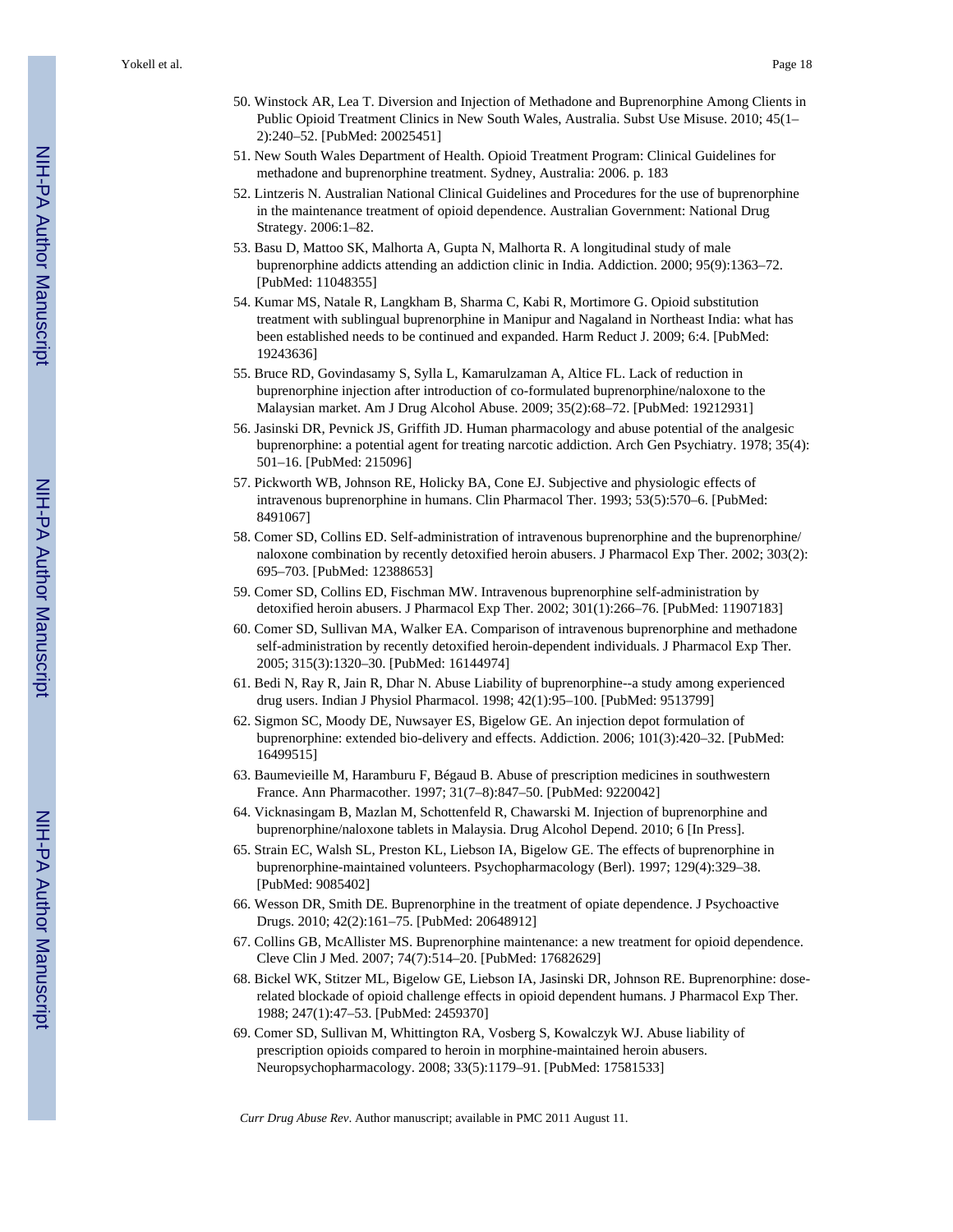50. Winstock AR, Lea T. Diversion and Injection of Methadone and Buprenorphine Among Clients in Public Opioid Treatment Clinics in New South Wales, Australia. Subst Use Misuse. 2010; 45(1–2):240–52. [PubMed: 20025451]
51. New South Wales Department of Health. Opioid Treatment Program: Clinical Guidelines for methadone and buprenorphine treatment. Sydney, Australia: 2006. p. 183
52. Lintzeris N. Australian National Clinical Guidelines and Procedures for the use of buprenorphine in the maintenance treatment of opioid dependence. Australian Government: National Drug Strategy. 2006:1–82.
53. Basu D, Mattoo SK, Malhorta A, Gupta N, Malhorta R. A longitudinal study of male buprenorphine addicts attending an addiction clinic in India. Addiction. 2000; 95(9):1363–72. [PubMed: 11048355]
54. Kumar MS, Natale R, Langkham B, Sharma C, Kabi R, Mortimore G. Opioid substitution treatment with sublingual buprenorphine in Manipur and Nagaland in Northeast India: what has been established needs to be continued and expanded. Harm Reduct J. 2009; 6:4. [PubMed: 19243636]
55. Bruce RD, Govindasamy S, Sylla L, Kamarulzaman A, Altice FL. Lack of reduction in buprenorphine injection after introduction of co-formulated buprenorphine/naloxone to the Malaysian market. Am J Drug Alcohol Abuse. 2009; 35(2):68–72. [PubMed: 19212931]
56. Jasinski DR, Pevnick JS, Griffith JD. Human pharmacology and abuse potential of the analgesic buprenorphine: a potential agent for treating narcotic addiction. Arch Gen Psychiatry. 1978; 35(4): 501–16. [PubMed: 215096]
57. Pickworth WB, Johnson RE, Holicky BA, Cone EJ. Subjective and physiologic effects of intravenous buprenorphine in humans. Clin Pharmacol Ther. 1993; 53(5):570–6. [PubMed: 8491067]
58. Comer SD, Collins ED. Self-administration of intravenous buprenorphine and the buprenorphine/naloxone combination by recently detoxified heroin abusers. J Pharmacol Exp Ther. 2002; 303(2): 695–703. [PubMed: 12388653]
59. Comer SD, Collins ED, Fischman MW. Intravenous buprenorphine self-administration by detoxified heroin abusers. J Pharmacol Exp Ther. 2002; 301(1):266–76. [PubMed: 11907183]
60. Comer SD, Sullivan MA, Walker EA. Comparison of intravenous buprenorphine and methadone self-administration by recently detoxified heroin-dependent individuals. J Pharmacol Exp Ther. 2005; 315(3):1320–30. [PubMed: 16144974]
61. Bedi N, Ray R, Jain R, Dhar N. Abuse Liability of buprenorphine--a study among experienced drug users. Indian J Physiol Pharmacol. 1998; 42(1):95–100. [PubMed: 9513799]
62. Sigmon SC, Moody DE, Nuwsayer ES, Bigelow GE. An injection depot formulation of buprenorphine: extended bio-delivery and effects. Addiction. 2006; 101(3):420–32. [PubMed: 16499515]
63. Baumevieille M, Haramburu F, Bégaud B. Abuse of prescription medicines in southwestern France. Ann Pharmacother. 1997; 31(7–8):847–50. [PubMed: 9220042]
64. Vicknasingam B, Mazlan M, Schottenfeld R, Chawarski M. Injection of buprenorphine and buprenorphine/naloxone tablets in Malaysia. Drug Alcohol Depend. 2010; 6 [In Press].
65. Strain EC, Walsh SL, Preston KL, Liebson IA, Bigelow GE. The effects of buprenorphine in buprenorphine-maintained volunteers. Psychopharmacology (Berl). 1997; 129(4):329–38. [PubMed: 9085402]
66. Wesson DR, Smith DE. Buprenorphine in the treatment of opiate dependence. J Psychoactive Drugs. 2010; 42(2):161–75. [PubMed: 20648912]
67. Collins GB, McAllister MS. Buprenorphine maintenance: a new treatment for opioid dependence. Cleve Clin J Med. 2007; 74(7):514–20. [PubMed: 17682629]
68. Bickel WK, Stitzer ML, Bigelow GE, Liebson IA, Jasinski DR, Johnson RE. Buprenorphine: dose-related blockade of opioid challenge effects in opioid dependent humans. J Pharmacol Exp Ther. 1988; 247(1):47–53. [PubMed: 2459370]
69. Comer SD, Sullivan M, Whittington RA, Vosberg S, Kowalczyk WJ. Abuse liability of prescription opioids compared to heroin in morphine-maintained heroin abusers. Neuropsychopharmacology. 2008; 33(5):1179–91. [PubMed: 17581533]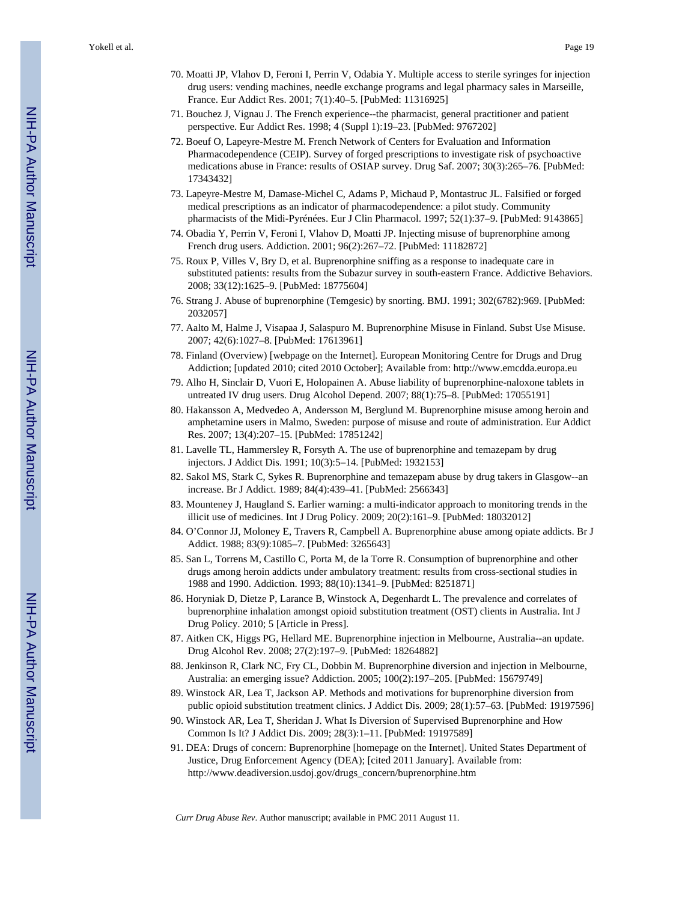70. Moatti JP, Vlahov D, Feroni I, Perrin V, Odabia Y. Multiple access to sterile syringes for injection drug users: vending machines, needle exchange programs and legal pharmacy sales in Marseille, France. Eur Addict Res. 2001; 7(1):40–5. [PubMed: 11316925]
71. Bouchez J, Vignau J. The French experience--the pharmacist, general practitioner and patient perspective. Eur Addict Res. 1998; 4 (Suppl 1):19–23. [PubMed: 9767202]
72. Boeuf O, Lapeyre-Mestre M. French Network of Centers for Evaluation and Information Pharmacodependence (CEIP). Survey of forged prescriptions to investigate risk of psychoactive medications abuse in France: results of OSIAP survey. Drug Saf. 2007; 30(3):265–76. [PubMed: 17343432]
73. Lapeyre-Mestre M, Damase-Michel C, Adams P, Michaud P, Montastruc JL. Falsified or forged medical prescriptions as an indicator of pharmacodependence: a pilot study. Community pharmacists of the Midi-Pyrénées. Eur J Clin Pharmacol. 1997; 52(1):37–9. [PubMed: 9143865]
74. Obadia Y, Perrin V, Feroni I, Vlahov D, Moatti JP. Injecting misuse of buprenorphine among French drug users. Addiction. 2001; 96(2):267–72. [PubMed: 11182872]
75. Roux P, Villes V, Bry D, et al. Buprenorphine sniffing as a response to inadequate care in substituted patients: results from the Subazur survey in south-eastern France. Addictive Behaviors. 2008; 33(12):1625–9. [PubMed: 18775604]
76. Strang J. Abuse of buprenorphine (Temgesic) by snorting. BMJ. 1991; 302(6782):969. [PubMed: 2032057]
77. Aalto M, Halme J, Visapaa J, Salaspuro M. Buprenorphine Misuse in Finland. Subst Use Misuse. 2007; 42(6):1027–8. [PubMed: 17613961]
78. Finland (Overview) [webpage on the Internet]. European Monitoring Centre for Drugs and Drug Addiction; [updated 2010; cited 2010 October]; Available from: http://www.emcdda.europa.eu
79. Alho H, Sinclair D, Vuori E, Holopainen A. Abuse liability of buprenorphine-naloxone tablets in untreated IV drug users. Drug Alcohol Depend. 2007; 88(1):75–8. [PubMed: 17055191]
80. Hakansson A, Medvedeo A, Andersson M, Berglund M. Buprenorphine misuse among heroin and amphetamine users in Malmo, Sweden: purpose of misuse and route of administration. Eur Addict Res. 2007; 13(4):207–15. [PubMed: 17851242]
81. Lavelle TL, Hammersley R, Forsyth A. The use of buprenorphine and temazepam by drug injectors. J Addict Dis. 1991; 10(3):5–14. [PubMed: 1932153]
82. Sakol MS, Stark C, Sykes R. Buprenorphine and temazepam abuse by drug takers in Glasgow--an increase. Br J Addict. 1989; 84(4):439–41. [PubMed: 2566343]
83. Mounteney J, Haugland S. Earlier warning: a multi-indicator approach to monitoring trends in the illicit use of medicines. Int J Drug Policy. 2009; 20(2):161–9. [PubMed: 18032012]
84. O'Connor JJ, Moloney E, Travers R, Campbell A. Buprenorphine abuse among opiate addicts. Br J Addict. 1988; 83(9):1085–7. [PubMed: 3265643]
85. San L, Torrens M, Castillo C, Porta M, de la Torre R. Consumption of buprenorphine and other drugs among heroin addicts under ambulatory treatment: results from cross-sectional studies in 1988 and 1990. Addiction. 1993; 88(10):1341–9. [PubMed: 8251871]
86. Horyniak D, Dietze P, Larance B, Winstock A, Degenhardt L. The prevalence and correlates of buprenorphine inhalation amongst opioid substitution treatment (OST) clients in Australia. Int J Drug Policy. 2010; 5 [Article in Press].
87. Aitken CK, Higgs PG, Hellard ME. Buprenorphine injection in Melbourne, Australia--an update. Drug Alcohol Rev. 2008; 27(2):197–9. [PubMed: 18264882]
88. Jenkinson R, Clark NC, Fry CL, Dobbin M. Buprenorphine diversion and injection in Melbourne, Australia: an emerging issue? Addiction. 2005; 100(2):197–205. [PubMed: 15679749]
89. Winstock AR, Lea T, Jackson AP. Methods and motivations for buprenorphine diversion from public opioid substitution treatment clinics. J Addict Dis. 2009; 28(1):57–63. [PubMed: 19197596]
90. Winstock AR, Lea T, Sheridan J. What Is Diversion of Supervised Buprenorphine and How Common Is It? J Addict Dis. 2009; 28(3):1–11. [PubMed: 19197589]
91. DEA: Drugs of concern: Buprenorphine [homepage on the Internet]. United States Department of Justice, Drug Enforcement Agency (DEA); [cited 2011 January]. Available from: http://www.deadiversion.usdoj.gov/drugs_concern/buprenorphine.htm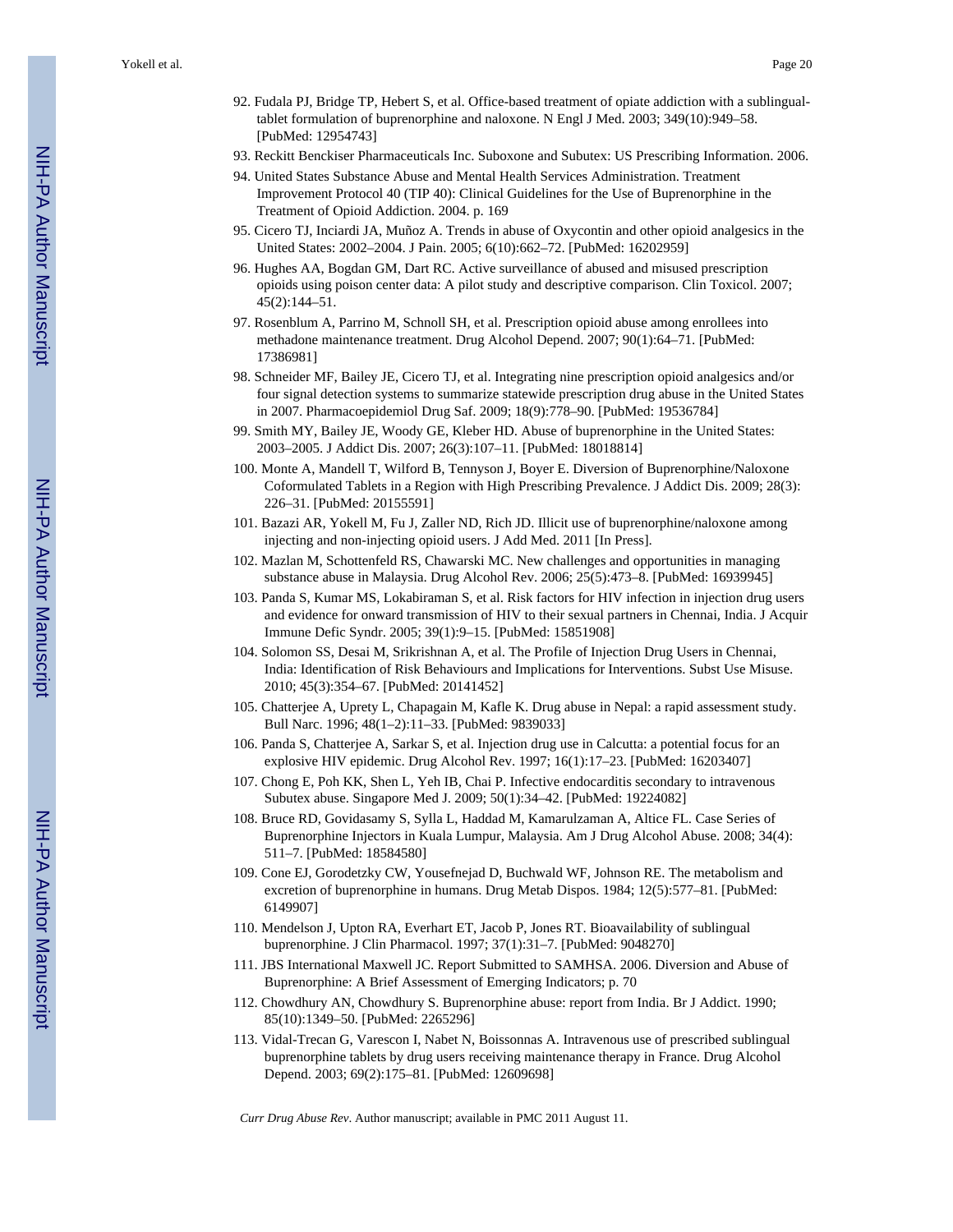92. Fudala PJ, Bridge TP, Hebert S, et al. Office-based treatment of opiate addiction with a sublingual-tablet formulation of buprenorphine and naloxone. N Engl J Med. 2003; 349(10):949–58. [PubMed: 12954743]
93. Reckitt Benckiser Pharmaceuticals Inc. Suboxone and Subutex: US Prescribing Information. 2006.
94. United States Substance Abuse and Mental Health Services Administration. Treatment Improvement Protocol 40 (TIP 40): Clinical Guidelines for the Use of Buprenorphine in the Treatment of Opioid Addiction. 2004. p. 169
95. Cicero TJ, Inciardi JA, Muñoz A. Trends in abuse of Oxycontin and other opioid analgesics in the United States: 2002–2004. J Pain. 2005; 6(10):662–72. [PubMed: 16202959]
96. Hughes AA, Bogdan GM, Dart RC. Active surveillance of abused and misused prescription opioids using poison center data: A pilot study and descriptive comparison. Clin Toxicol. 2007; 45(2):144–51.
97. Rosenblum A, Parrino M, Schnoll SH, et al. Prescription opioid abuse among enrollees into methadone maintenance treatment. Drug Alcohol Depend. 2007; 90(1):64–71. [PubMed: 17386981]
98. Schneider MF, Bailey JE, Cicero TJ, et al. Integrating nine prescription opioid analgesics and/or four signal detection systems to summarize statewide prescription drug abuse in the United States in 2007. Pharmacoepidemiol Drug Saf. 2009; 18(9):778–90. [PubMed: 19536784]
99. Smith MY, Bailey JE, Woody GE, Kleber HD. Abuse of buprenorphine in the United States: 2003–2005. J Addict Dis. 2007; 26(3):107–11. [PubMed: 18018814]
100. Monte A, Mandell T, Wilford B, Tennyson J, Boyer E. Diversion of Buprenorphine/Naloxone Coformulated Tablets in a Region with High Prescribing Prevalence. J Addict Dis. 2009; 28(3): 226–31. [PubMed: 20155591]
101. Bazazi AR, Yokell M, Fu J, Zaller ND, Rich JD. Illicit use of buprenorphine/naloxone among injecting and non-injecting opioid users. J Add Med. 2011 [In Press].
102. Mazlan M, Schottenfeld RS, Chawarski MC. New challenges and opportunities in managing substance abuse in Malaysia. Drug Alcohol Rev. 2006; 25(5):473–8. [PubMed: 16939945]
103. Panda S, Kumar MS, Lokabiraman S, et al. Risk factors for HIV infection in injection drug users and evidence for onward transmission of HIV to their sexual partners in Chennai, India. J Acquir Immune Defic Syndr. 2005; 39(1):9–15. [PubMed: 15851908]
104. Solomon SS, Desai M, Srikrishnan A, et al. The Profile of Injection Drug Users in Chennai, India: Identification of Risk Behaviours and Implications for Interventions. Subst Use Misuse. 2010; 45(3):354–67. [PubMed: 20141452]
105. Chatterjee A, Uprety L, Chapagain M, Kafle K. Drug abuse in Nepal: a rapid assessment study. Bull Narc. 1996; 48(1–2):11–33. [PubMed: 9839033]
106. Panda S, Chatterjee A, Sarkar S, et al. Injection drug use in Calcutta: a potential focus for an explosive HIV epidemic. Drug Alcohol Rev. 1997; 16(1):17–23. [PubMed: 16203407]
107. Chong E, Poh KK, Shen L, Yeh IB, Chai P. Infective endocarditis secondary to intravenous Subutex abuse. Singapore Med J. 2009; 50(1):34–42. [PubMed: 19224082]
108. Bruce RD, Govidasamy S, Sylla L, Haddad M, Kamarulzaman A, Altice FL. Case Series of Buprenorphine Injectors in Kuala Lumpur, Malaysia. Am J Drug Alcohol Abuse. 2008; 34(4): 511–7. [PubMed: 18584580]
109. Cone EJ, Gorodetzky CW, Yousefnejad D, Buchwald WF, Johnson RE. The metabolism and excretion of buprenorphine in humans. Drug Metab Dispos. 1984; 12(5):577–81. [PubMed: 6149907]
110. Mendelson J, Upton RA, Everhart ET, Jacob P, Jones RT. Bioavailability of sublingual buprenorphine. J Clin Pharmacol. 1997; 37(1):31–7. [PubMed: 9048270]
111. JBS International Maxwell JC. Report Submitted to SAMHSA. 2006. Diversion and Abuse of Buprenorphine: A Brief Assessment of Emerging Indicators; p. 70
112. Chowdhury AN, Chowdhury S. Buprenorphine abuse: report from India. Br J Addict. 1990; 85(10):1349–50. [PubMed: 2265296]
113. Vidal-Trecan G, Varescon I, Nabet N, Boissonnas A. Intravenous use of prescribed sublingual buprenorphine tablets by drug users receiving maintenance therapy in France. Drug Alcohol Depend. 2003; 69(2):175–81. [PubMed: 12609698]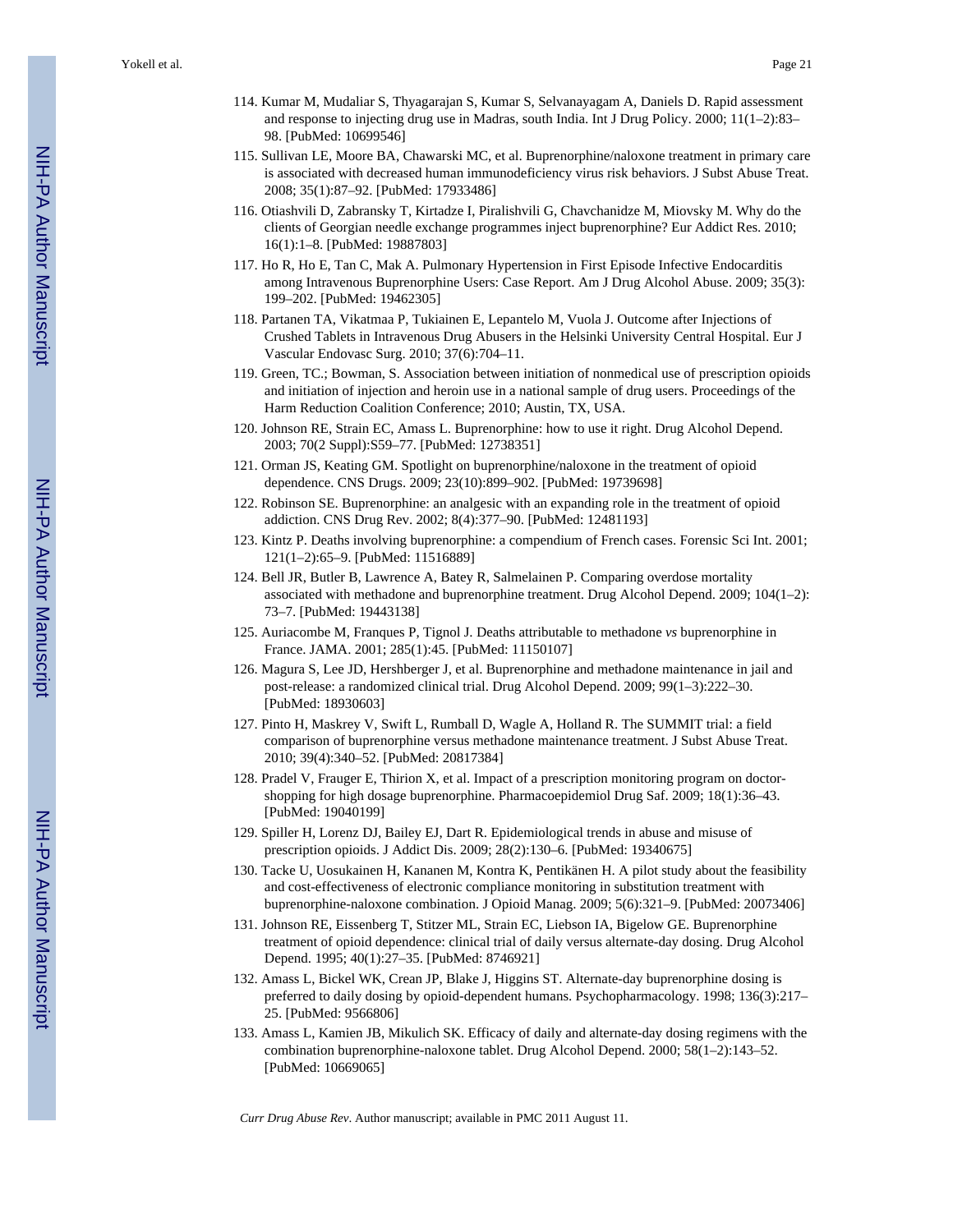114. Kumar M, Mudaliar S, Thyagarajan S, Kumar S, Selvanayagam A, Daniels D. Rapid assessment and response to injecting drug use in Madras, south India. Int J Drug Policy. 2000; 11(1–2):83–98. [PubMed: 10699546]

115. Sullivan LE, Moore BA, Chawarski MC, et al. Buprenorphine/naloxone treatment in primary care is associated with decreased human immunodeficiency virus risk behaviors. J Subst Abuse Treat. 2008; 35(1):87–92. [PubMed: 17933486]

116. Otiashvili D, Zabransky T, Kirtadze I, Piralishvili G, Chavchanidze M, Miovsky M. Why do the clients of Georgian needle exchange programmes inject buprenorphine? Eur Addict Res. 2010; 16(1):1–8. [PubMed: 19887803]

117. Ho R, Ho E, Tan C, Mak A. Pulmonary Hypertension in First Episode Infective Endocarditis among Intravenous Buprenorphine Users: Case Report. Am J Drug Alcohol Abuse. 2009; 35(3):199–202. [PubMed: 19462305]

118. Partanen TA, Vikatmaa P, Tukiainen E, Lepantelo M, Vuola J. Outcome after Injections of Crushed Tablets in Intravenous Drug Abusers in the Helsinki University Central Hospital. Eur J Vascular Endovasc Surg. 2010; 37(6):704–11.

119. Green, TC.; Bowman, S. Association between initiation of nonmedical use of prescription opioids and initiation of injection and heroin use in a national sample of drug users. Proceedings of the Harm Reduction Coalition Conference; 2010; Austin, TX, USA.

120. Johnson RE, Strain EC, Amass L. Buprenorphine: how to use it right. Drug Alcohol Depend. 2003; 70(2 Suppl):S59–77. [PubMed: 12738351]

121. Orman JS, Keating GM. Spotlight on buprenorphine/naloxone in the treatment of opioid dependence. CNS Drugs. 2009; 23(10):899–902. [PubMed: 19739698]

122. Robinson SE. Buprenorphine: an analgesic with an expanding role in the treatment of opioid addiction. CNS Drug Rev. 2002; 8(4):377–90. [PubMed: 12481193]

123. Kintz P. Deaths involving buprenorphine: a compendium of French cases. Forensic Sci Int. 2001; 121(1–2):65–9. [PubMed: 11516889]

124. Bell JR, Butler B, Lawrence A, Batey R, Salmelainen P. Comparing overdose mortality associated with methadone and buprenorphine treatment. Drug Alcohol Depend. 2009; 104(1–2):73–7. [PubMed: 19443138]

125. Auriacombe M, Franques P, Tignol J. Deaths attributable to methadone *vs* buprenorphine in France. JAMA. 2001; 285(1):45. [PubMed: 11150107]

126. Magura S, Lee JD, Hershberger J, et al. Buprenorphine and methadone maintenance in jail and post-release: a randomized clinical trial. Drug Alcohol Depend. 2009; 99(1–3):222–30. [PubMed: 18930603]

127. Pinto H, Maskrey V, Swift L, Rumball D, Wagle A, Holland R. The SUMMIT trial: a field comparison of buprenorphine versus methadone maintenance treatment. J Subst Abuse Treat. 2010; 39(4):340–52. [PubMed: 20817384]

128. Pradel V, Frauger E, Thirion X, et al. Impact of a prescription monitoring program on doctor-shopping for high dosage buprenorphine. Pharmacoepidemiol Drug Saf. 2009; 18(1):36–43. [PubMed: 19040199]

129. Spiller H, Lorenz DJ, Bailey EJ, Dart R. Epidemiological trends in abuse and misuse of prescription opioids. J Addict Dis. 2009; 28(2):130–6. [PubMed: 19340675]

130. Tacke U, Uosukainen H, Kananen M, Kontra K, Pentikänen H. A pilot study about the feasibility and cost-effectiveness of electronic compliance monitoring in substitution treatment with buprenorphine-naloxone combination. J Opioid Manag. 2009; 5(6):321–9. [PubMed: 20073406]

131. Johnson RE, Eissenberg T, Stitzer ML, Strain EC, Liebson IA, Bigelow GE. Buprenorphine treatment of opioid dependence: clinical trial of daily versus alternate-day dosing. Drug Alcohol Depend. 1995; 40(1):27–35. [PubMed: 8746921]

132. Amass L, Bickel WK, Crean JP, Blake J, Higgins ST. Alternate-day buprenorphine dosing is preferred to daily dosing by opioid-dependent humans. Psychopharmacology. 1998; 136(3):217–25. [PubMed: 9566806]

133. Amass L, Kamien JB, Mikulich SK. Efficacy of daily and alternate-day dosing regimens with the combination buprenorphine-naloxone tablet. Drug Alcohol Depend. 2000; 58(1–2):143–52. [PubMed: 10669065]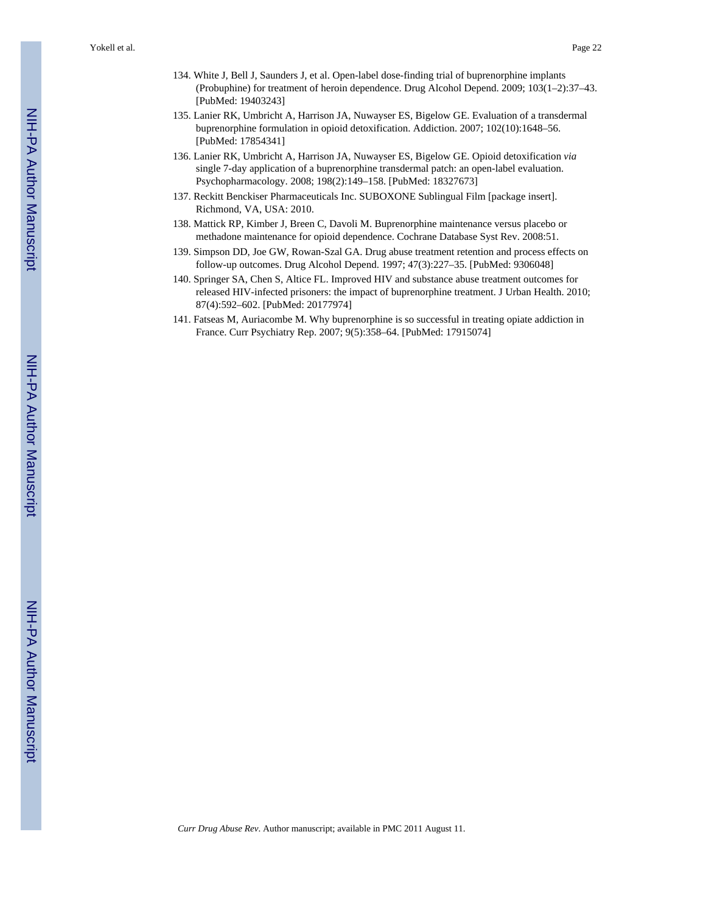134. White J, Bell J, Saunders J, et al. Open-label dose-finding trial of buprenorphine implants (Probuphine) for treatment of heroin dependence. Drug Alcohol Depend. 2009; 103(1–2):37–43. [PubMed: 19403243]
135. Lanier RK, Umbricht A, Harrison JA, Nuwayser ES, Bigelow GE. Evaluation of a transdermal buprenorphine formulation in opioid detoxification. Addiction. 2007; 102(10):1648–56. [PubMed: 17854341]
136. Lanier RK, Umbricht A, Harrison JA, Nuwayser ES, Bigelow GE. Opioid detoxification *via* single 7-day application of a buprenorphine transdermal patch: an open-label evaluation. Psychopharmacology. 2008; 198(2):149–158. [PubMed: 18327673]
137. Reckitt Benckiser Pharmaceuticals Inc. SUBOXONE Sublingual Film [package insert]. Richmond, VA, USA: 2010.
138. Mattick RP, Kimber J, Breen C, Davoli M. Buprenorphine maintenance versus placebo or methadone maintenance for opioid dependence. Cochrane Database Syst Rev. 2008:51.
139. Simpson DD, Joe GW, Rowan-Szal GA. Drug abuse treatment retention and process effects on follow-up outcomes. Drug Alcohol Depend. 1997; 47(3):227–35. [PubMed: 9306048]
140. Springer SA, Chen S, Altice FL. Improved HIV and substance abuse treatment outcomes for released HIV-infected prisoners: the impact of buprenorphine treatment. J Urban Health. 2010; 87(4):592–602. [PubMed: 20177974]
141. Fatseas M, Auriacombe M. Why buprenorphine is so successful in treating opiate addiction in France. Curr Psychiatry Rep. 2007; 9(5):358–64. [PubMed: 17915074]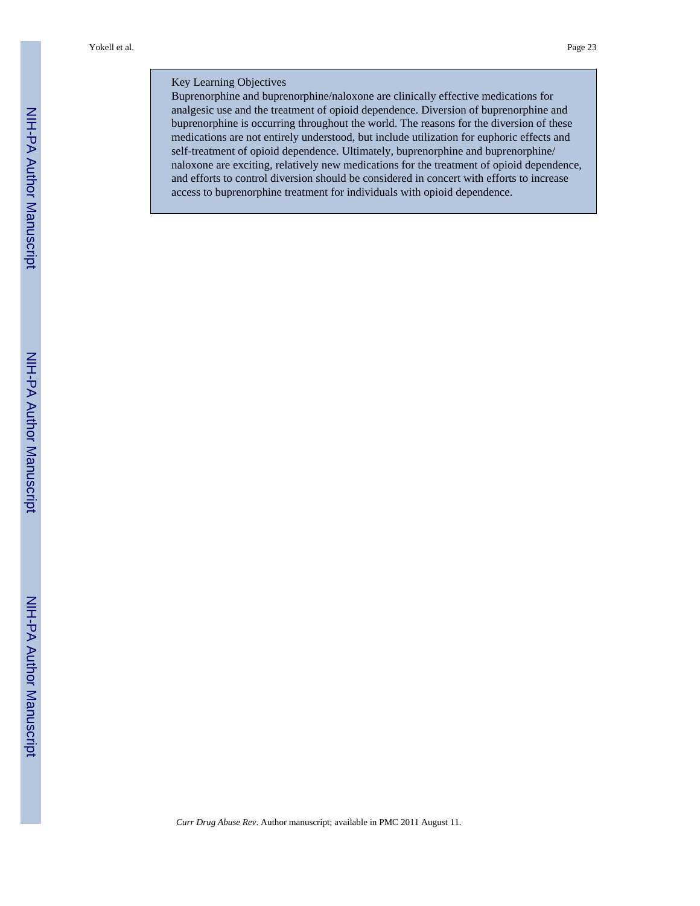## Key Learning Objectives

Buprenorphine and buprenorphine/naloxone are clinically effective medications for analgesic use and the treatment of opioid dependence. Diversion of buprenorphine and buprenorphine is occurring throughout the world. The reasons for the diversion of these medications are not entirely understood, but include utilization for euphoric effects and self-treatment of opioid dependence. Ultimately, buprenorphine and buprenorphine/naloxone are exciting, relatively new medications for the treatment of opioid dependence, and efforts to control diversion should be considered in concert with efforts to increase access to buprenorphine treatment for individuals with opioid dependence.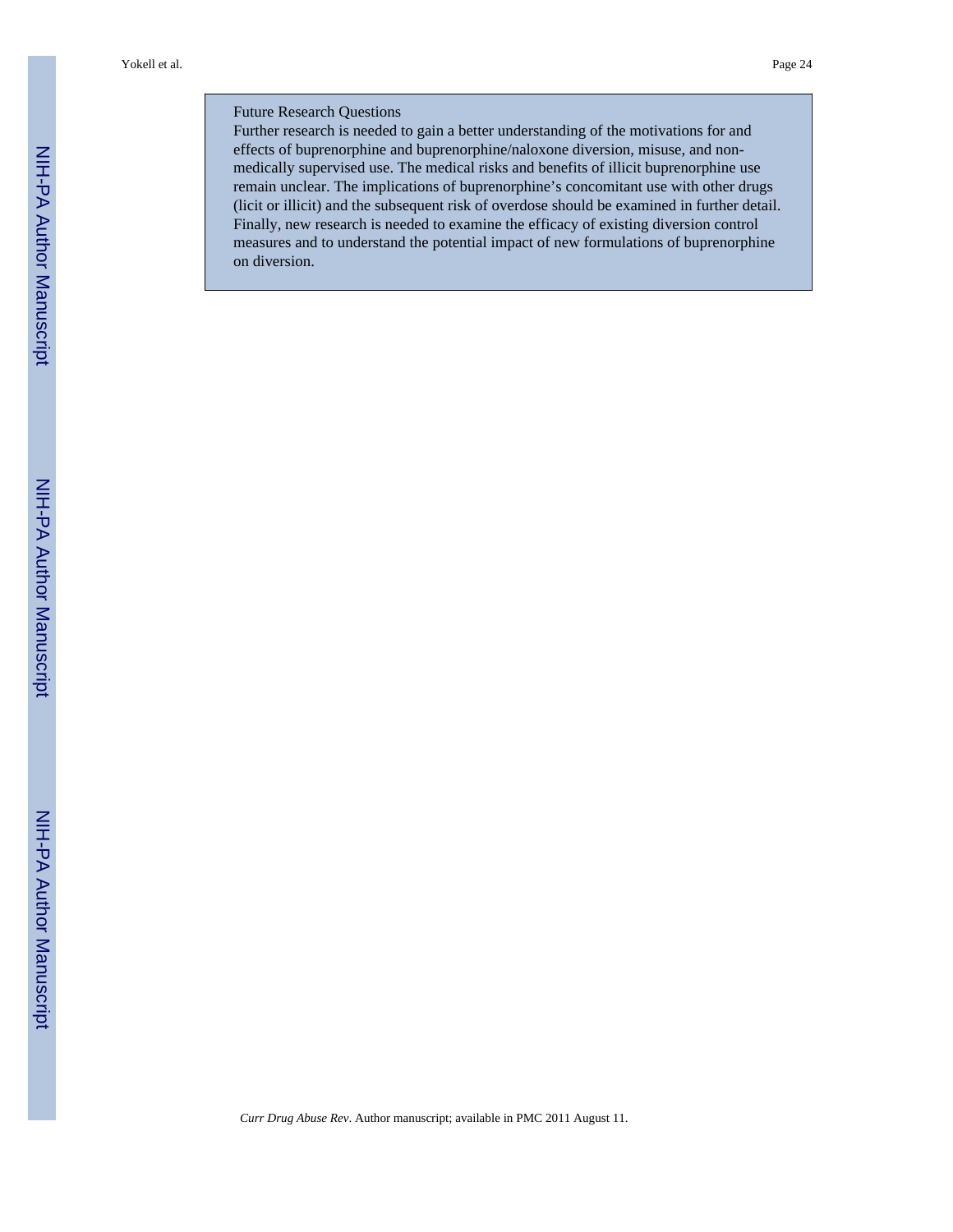Future Research Questions

Further research is needed to gain a better understanding of the motivations for and effects of buprenorphine and buprenorphine/naloxone diversion, misuse, and non-medically supervised use. The medical risks and benefits of illicit buprenorphine use remain unclear. The implications of buprenorphine's concomitant use with other drugs (licit or illicit) and the subsequent risk of overdose should be examined in further detail. Finally, new research is needed to examine the efficacy of existing diversion control measures and to understand the potential impact of new formulations of buprenorphine on diversion.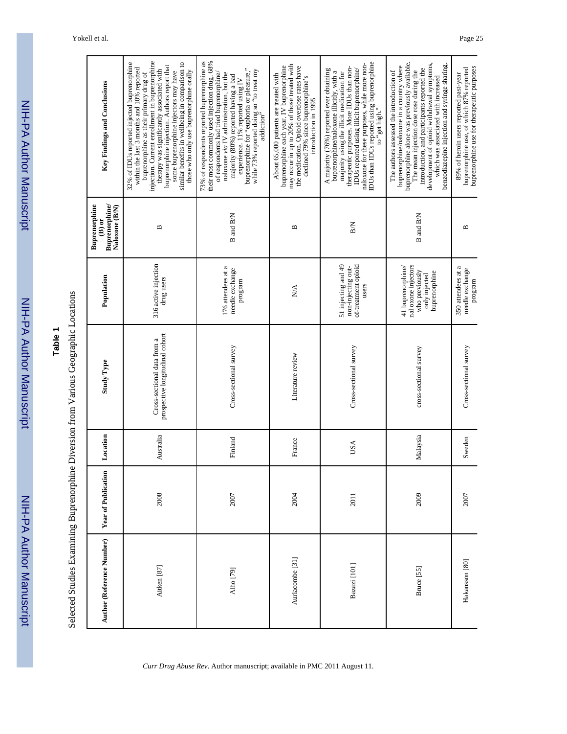**Table 1**

Selected Studies Examining Buprenorphine Diversion from Various Geographic Locations

| Author (Reference Number) | Year of Publication | Location | Study Type | Population | Buprenorphine (B) or Buprenorphine/ Naloxone (B/N) | Key Findings and Conclusions |
|---|---|---|---|---|---|---|
| Aitken [87] | 2008 | Australia | Cross-sectional data from a prospective longitudinal cohort | 316 active injection drug users | B | 32% of IDUs reported injected buprenorphine within the last 3 months and 10% reported buprenorphine as their primary drug of injection. Current enrollment in buprenorphine therapy was significantly associated with buprenorphine injection. Authors report that some buprenorphine injectors may have similar benefits in wellbeing in comparison to those who only use buprenorphine orally |
| Alho [79] | 2007 | Finland | Cross-sectional survey | 176 attendees at a needle exchange program | B and B/N | 73% of respondents reported buprenorphine as their most commonly used injection drug. 68% of respondents had tried buprenorphine/ naloxone *via* IV administration, but the majority (80%) reported having a bad experience. 11% reported using IV buprenorphine for "euphoria or pleasure," while 73% reported doing so "to treat my addiction" |
| Auriacombe [31] | 2004 | France | Literature review | N/A | B | About 65,000 patients are treated with buprenorphine each year. IV buprenorphine may occur in up to 20% of those treated with the medication. Opioid overdose rates have declined 79% since buprenorphine's introduction in 1995 |
| Bazazi [101] | 2011 | USA | Cross-sectional survey | 51 injecting and 49 non-injecting out-of-treatment opioid users | B/N | A majority (76%) reported ever obtaining buprenorphine/naloxone illicitly, with a majority using the illicit medication for therapeutic purposes. More IDUs than non-IDUs reported using illicit buprenorphine/ naloxone for these purposes, while more non-IDUs than IDUs reported using buprenorphine to "get high." |
| Bruce [55] | 2009 | Malaysia | cross-sectional survey | 41 buprenorphine/ nal oxone injectors who previously only injected buprenorphine | B and B/N | The authors assessed the introduction of buprenorphine/naloxone in a country where buprenorphine alone was previously available. The mean injection dose rose during the introduction, and participants reported the development of opioid withdrawal symptoms, which was associated with increased benzodiazepine injection and syringe sharing. |
| Hakansson [80] | 2007 | Sweden | Cross-sectional survey | 350 attendees at a needle exchange program | B | 89% of heroin users reported past-year buprenorphine use, of which 87% reported buprenorphine use for therapeutic purposes |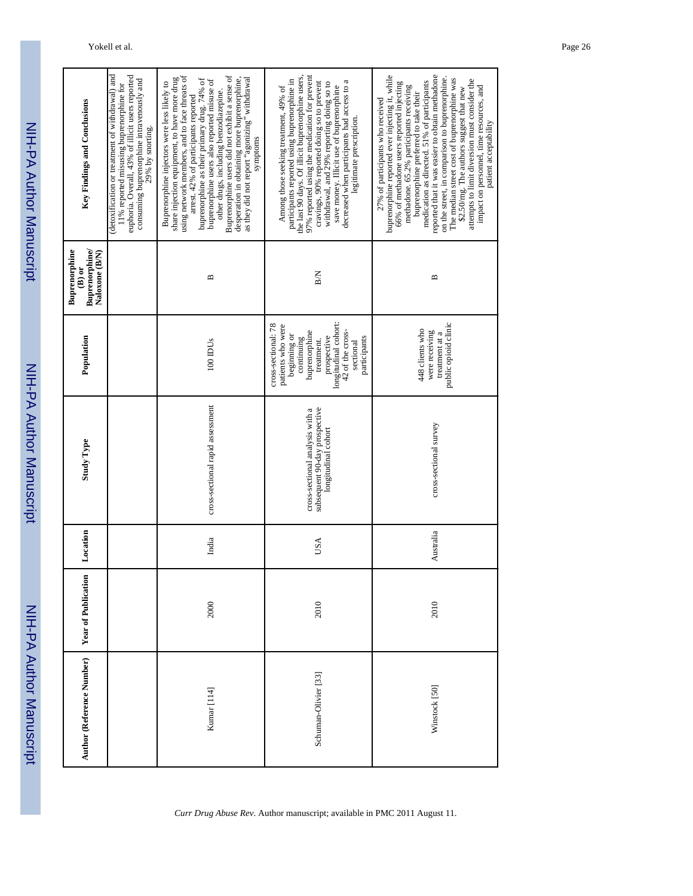| Author (Reference Number) | Year of Publication | Location | Study Type | Population | Buprenorphine (B) or Buprenorphine/ Naloxone (B/N) | Key Findings and Conclusions |
|---|---|---|---|---|---|---|
| | | | | | | (detoxification or treatment of withdrawal) and 11% reported misusing buprenorphine for euphoria. Overall, 43% of illicit users reported consuming buprenorphine intravenously and 29% by snorting. |
| Kumar [114] | 2000 | India | cross-sectional rapid assessment | 100 IDUs | B | Buprenorphine injectors were less likely to share injection equipment, to have more drug using network members, and to face threats of arrest. 42% of participants reported buprenorphine as their primary drug. 74% of buprenorphine users also reported misuse of other drugs, including benzodiazepine. Buprenorphine users did not exhibit a sense of desperation in obtaining more buprenorphine, as they did not report "agonizing" withdrawal symptoms |
| Schuman-Olivier [33] | 2010 | USA | cross-sectional analysis with a subsequent 90-day prospective longitudinal cohort | cross-sectional: 78 patients who were beginning or continuing buprenorphine treatment. prospective longitudinal cohort: 42 of the cross-sectional participants | B/N | Among those seeking treatment, 49% of participants reported using buprenorphine in the last 90 days. Of illicit buprenorphine users, 97% reported using the medication for prevent cravings, 90% reported doing so to prevent withdrawal, and 29% reporting doing so to save money. Illicit use of buprenorphine decreased when participants had access to a legitimate prescription. |
| Winstock [50] | 2010 | Australia | cross-sectional survey | 448 clients who were receiving treatment at a public opioid clinic | B | 27% of participants who received buprenorphine reported ever injecting it, while 66% of methadone users reported injecting methadone. 65.2% participants receiving buprenorphine preferred to take their medication as directed. 51% of participants reported that it was easier to obtain methadone on the street, in comparison to buprenorphine. The median street cost of buprenorphine was $2.50/mg. The authors suggest that new attempts to limit diversion must consider the impact on personnel, time resources, and patient acceptability |